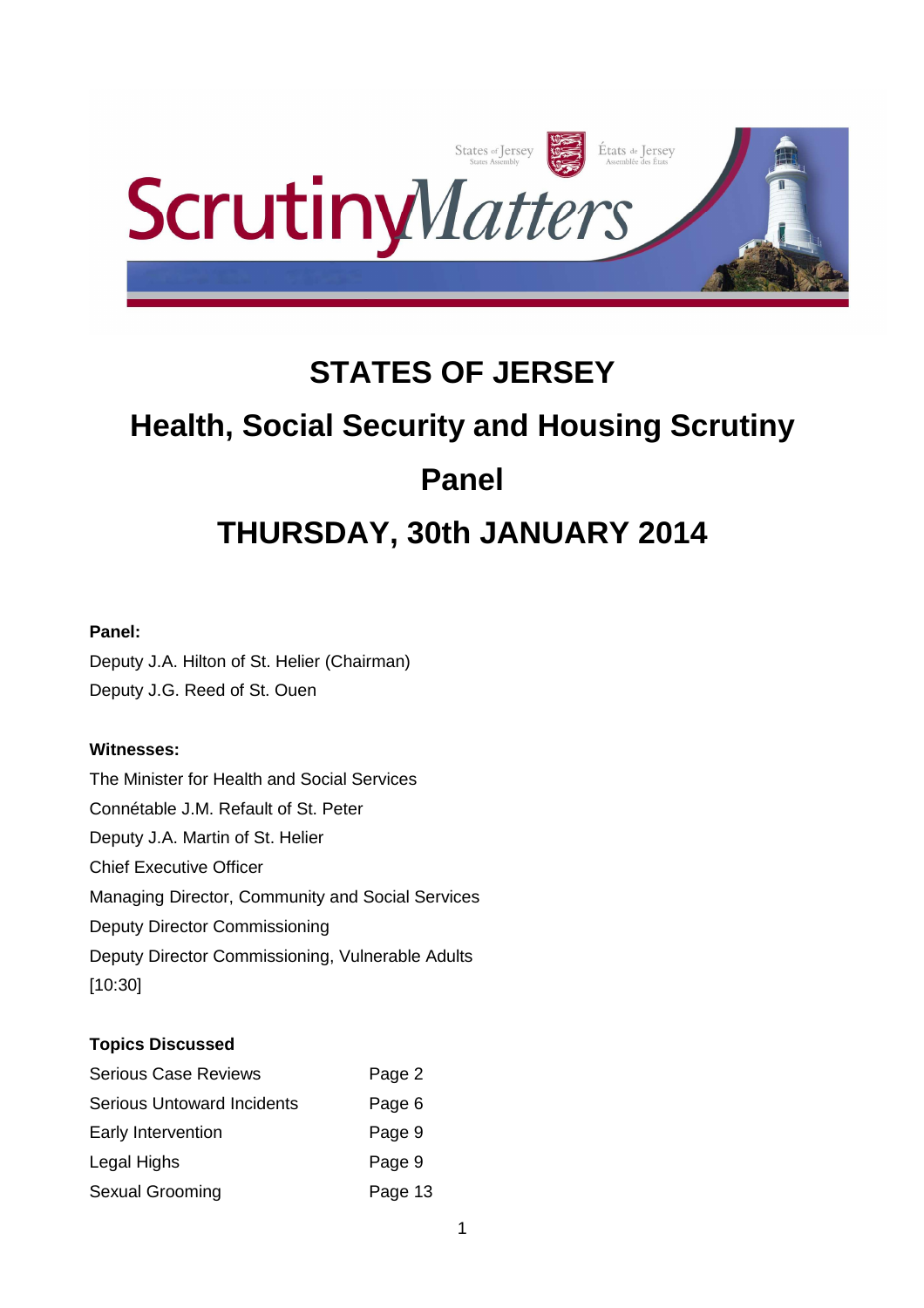# STATES OF JERSEY

## Health, Social Security and Housing Scrutiny Panel

## THURSDAY, 30th JANUARY 2014

**Panel:**

Deputy J.A. Hilton of St. Helier (Chairman)
Deputy J.G. Reed of St. Ouen

**Witnesses:**

The Minister for Health and Social Services
Connétable J.M. Refault of St. Peter
Deputy J.A. Martin of St. Helier
Chief Executive Officer
Managing Director, Community and Social Services
Deputy Director Commissioning
Deputy Director Commissioning, Vulnerable Adults
[10:30]

**Topics Discussed**

| | |
|---|---|
| Serious Case Reviews | Page 2 |
| Serious Untoward Incidents | Page 6 |
| Early Intervention | Page 9 |
| Legal Highs | Page 9 |
| Sexual Grooming | Page 13 |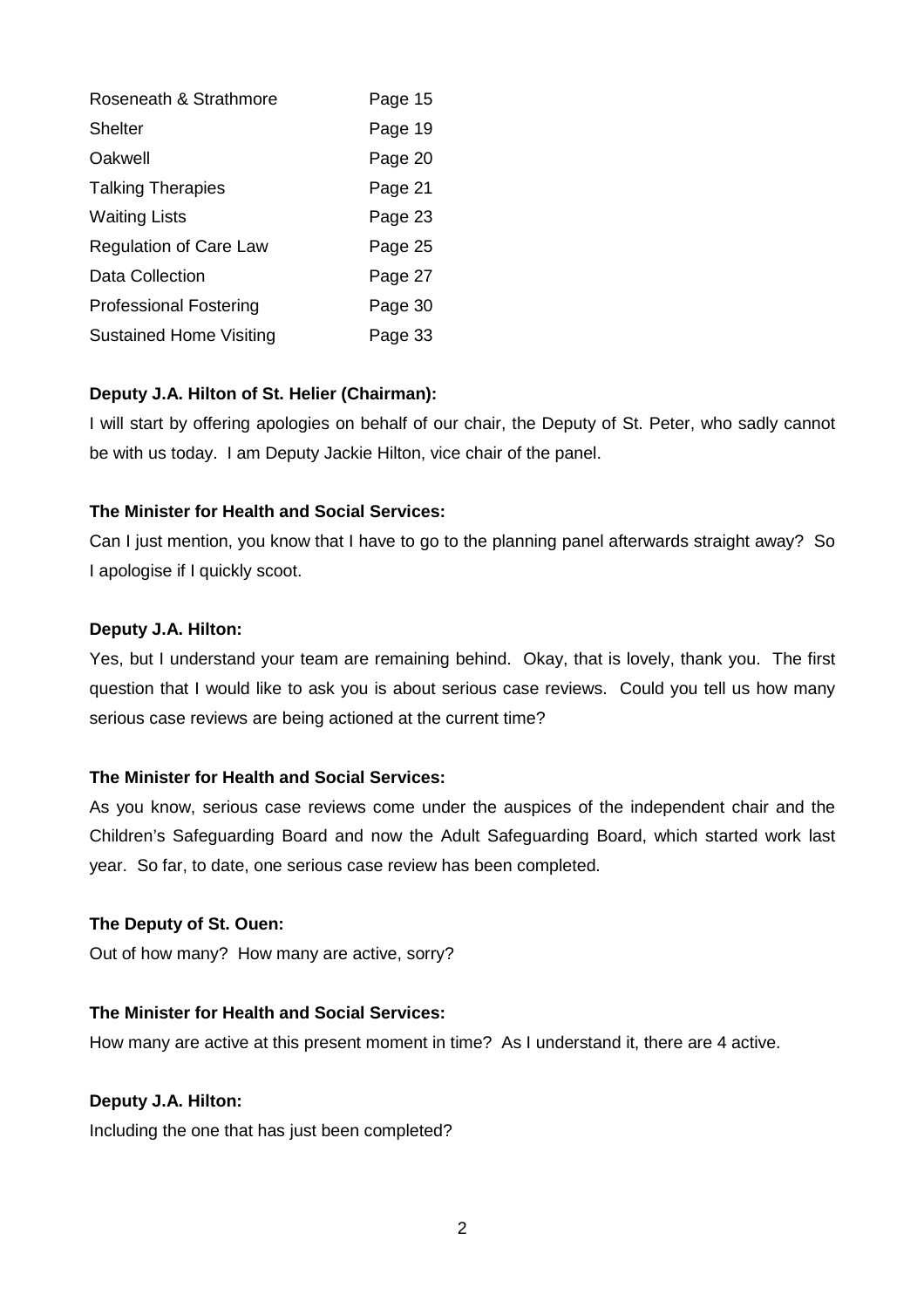| | |
|---|---|
| Roseneath & Strathmore | Page 15 |
| Shelter | Page 19 |
| Oakwell | Page 20 |
| Talking Therapies | Page 21 |
| Waiting Lists | Page 23 |
| Regulation of Care Law | Page 25 |
| Data Collection | Page 27 |
| Professional Fostering | Page 30 |
| Sustained Home Visiting | Page 33 |

**Deputy J.A. Hilton of St. Helier (Chairman):**

I will start by offering apologies on behalf of our chair, the Deputy of St. Peter, who sadly cannot be with us today. I am Deputy Jackie Hilton, vice chair of the panel.

**The Minister for Health and Social Services:**

Can I just mention, you know that I have to go to the planning panel afterwards straight away? So I apologise if I quickly scoot.

**Deputy J.A. Hilton:**

Yes, but I understand your team are remaining behind. Okay, that is lovely, thank you. The first question that I would like to ask you is about serious case reviews. Could you tell us how many serious case reviews are being actioned at the current time?

**The Minister for Health and Social Services:**

As you know, serious case reviews come under the auspices of the independent chair and the Children's Safeguarding Board and now the Adult Safeguarding Board, which started work last year. So far, to date, one serious case review has been completed.

**The Deputy of St. Ouen:**

Out of how many? How many are active, sorry?

**The Minister for Health and Social Services:**

How many are active at this present moment in time? As I understand it, there are 4 active.

**Deputy J.A. Hilton:**

Including the one that has just been completed?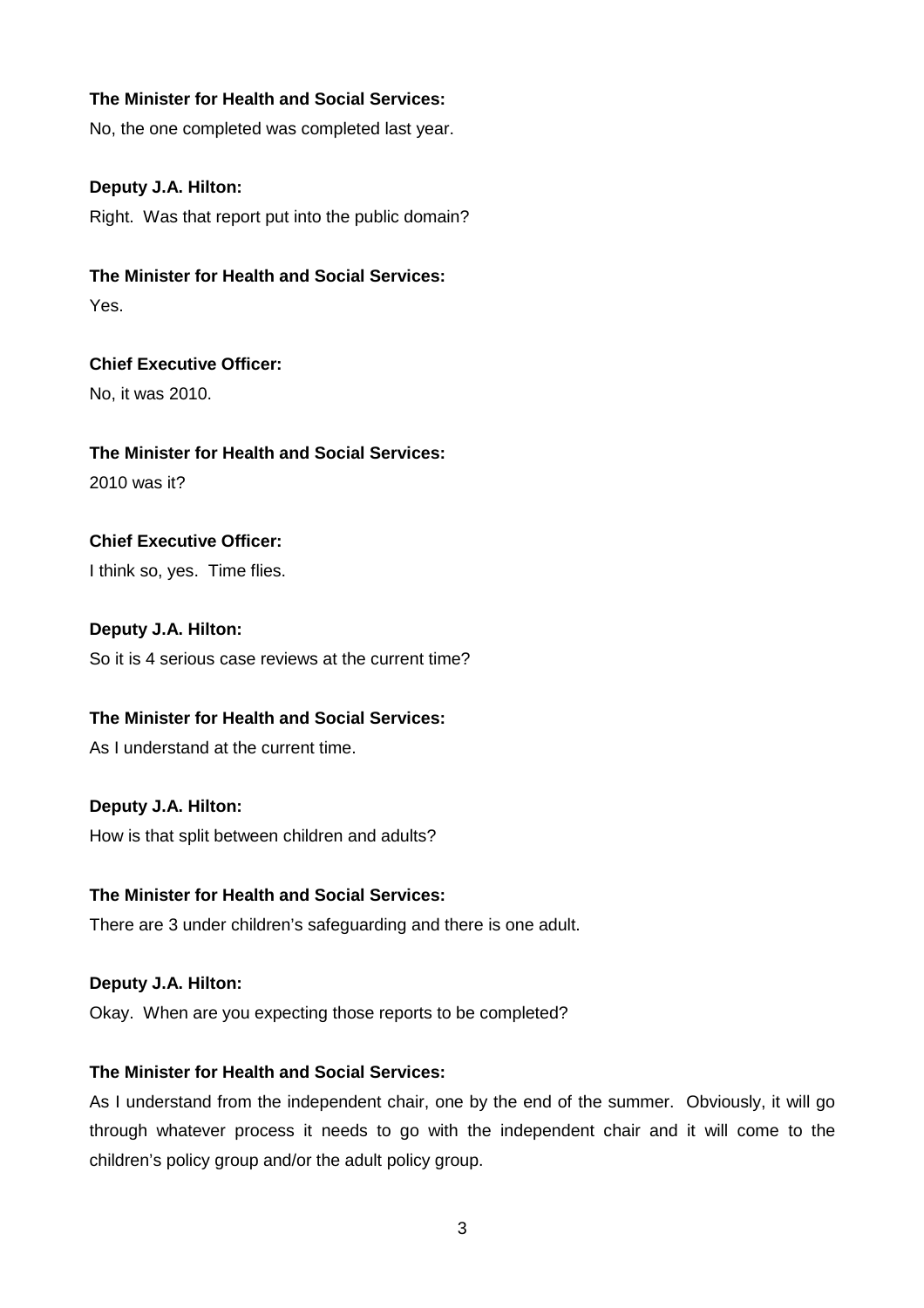**The Minister for Health and Social Services:**

No, the one completed was completed last year.

**Deputy J.A. Hilton:**

Right. Was that report put into the public domain?

**The Minister for Health and Social Services:**

Yes.

**Chief Executive Officer:**

No, it was 2010.

**The Minister for Health and Social Services:**

2010 was it?

**Chief Executive Officer:**

I think so, yes. Time flies.

**Deputy J.A. Hilton:**

So it is 4 serious case reviews at the current time?

**The Minister for Health and Social Services:**

As I understand at the current time.

**Deputy J.A. Hilton:**

How is that split between children and adults?

**The Minister for Health and Social Services:**

There are 3 under children's safeguarding and there is one adult.

**Deputy J.A. Hilton:**

Okay. When are you expecting those reports to be completed?

**The Minister for Health and Social Services:**

As I understand from the independent chair, one by the end of the summer. Obviously, it will go through whatever process it needs to go with the independent chair and it will come to the children's policy group and/or the adult policy group.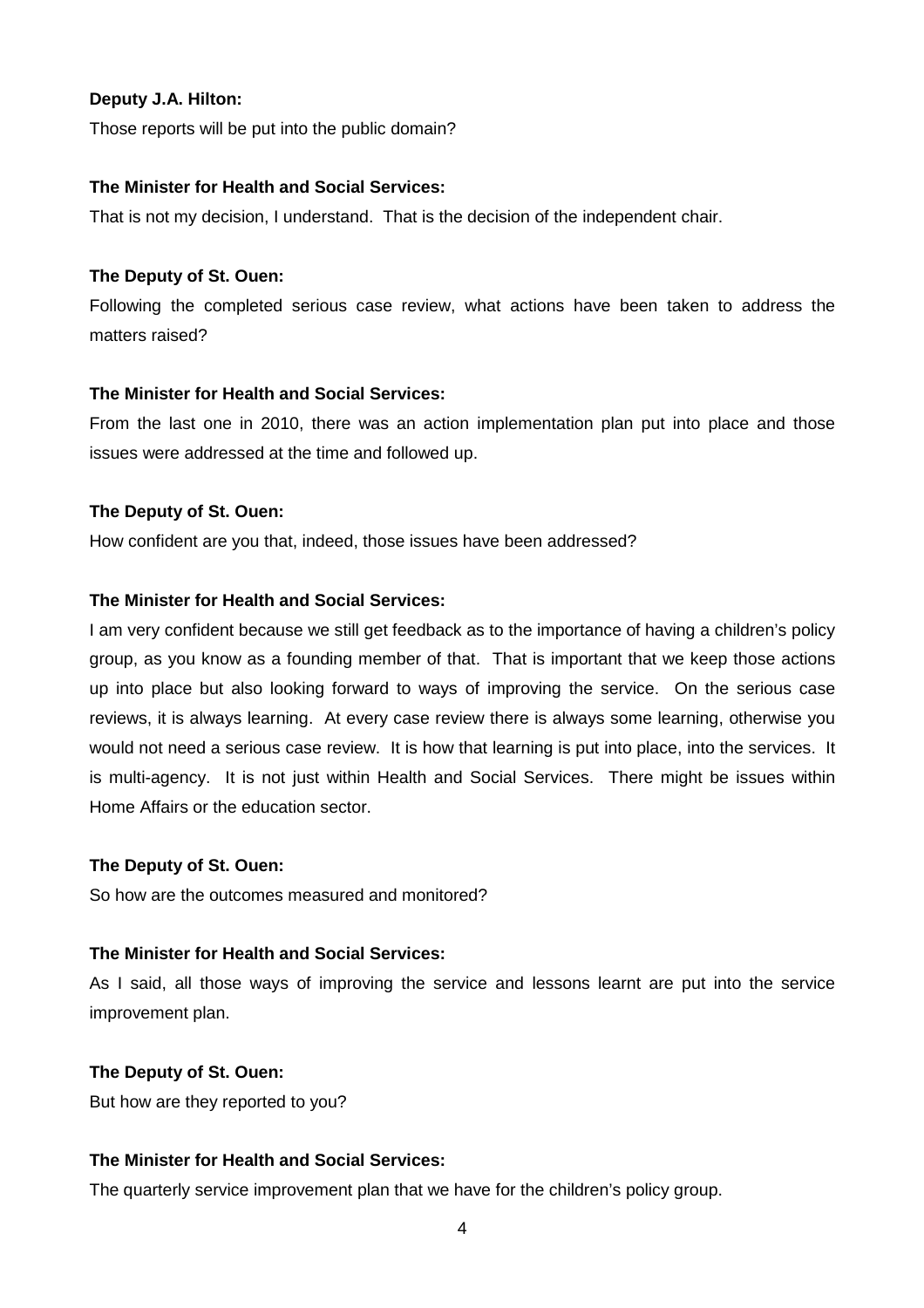**Deputy J.A. Hilton:**

Those reports will be put into the public domain?

**The Minister for Health and Social Services:**

That is not my decision, I understand. That is the decision of the independent chair.

**The Deputy of St. Ouen:**

Following the completed serious case review, what actions have been taken to address the matters raised?

**The Minister for Health and Social Services:**

From the last one in 2010, there was an action implementation plan put into place and those issues were addressed at the time and followed up.

**The Deputy of St. Ouen:**

How confident are you that, indeed, those issues have been addressed?

**The Minister for Health and Social Services:**

I am very confident because we still get feedback as to the importance of having a children's policy group, as you know as a founding member of that. That is important that we keep those actions up into place but also looking forward to ways of improving the service. On the serious case reviews, it is always learning. At every case review there is always some learning, otherwise you would not need a serious case review. It is how that learning is put into place, into the services. It is multi-agency. It is not just within Health and Social Services. There might be issues within Home Affairs or the education sector.

**The Deputy of St. Ouen:**

So how are the outcomes measured and monitored?

**The Minister for Health and Social Services:**

As I said, all those ways of improving the service and lessons learnt are put into the service improvement plan.

**The Deputy of St. Ouen:**

But how are they reported to you?

**The Minister for Health and Social Services:**

The quarterly service improvement plan that we have for the children's policy group.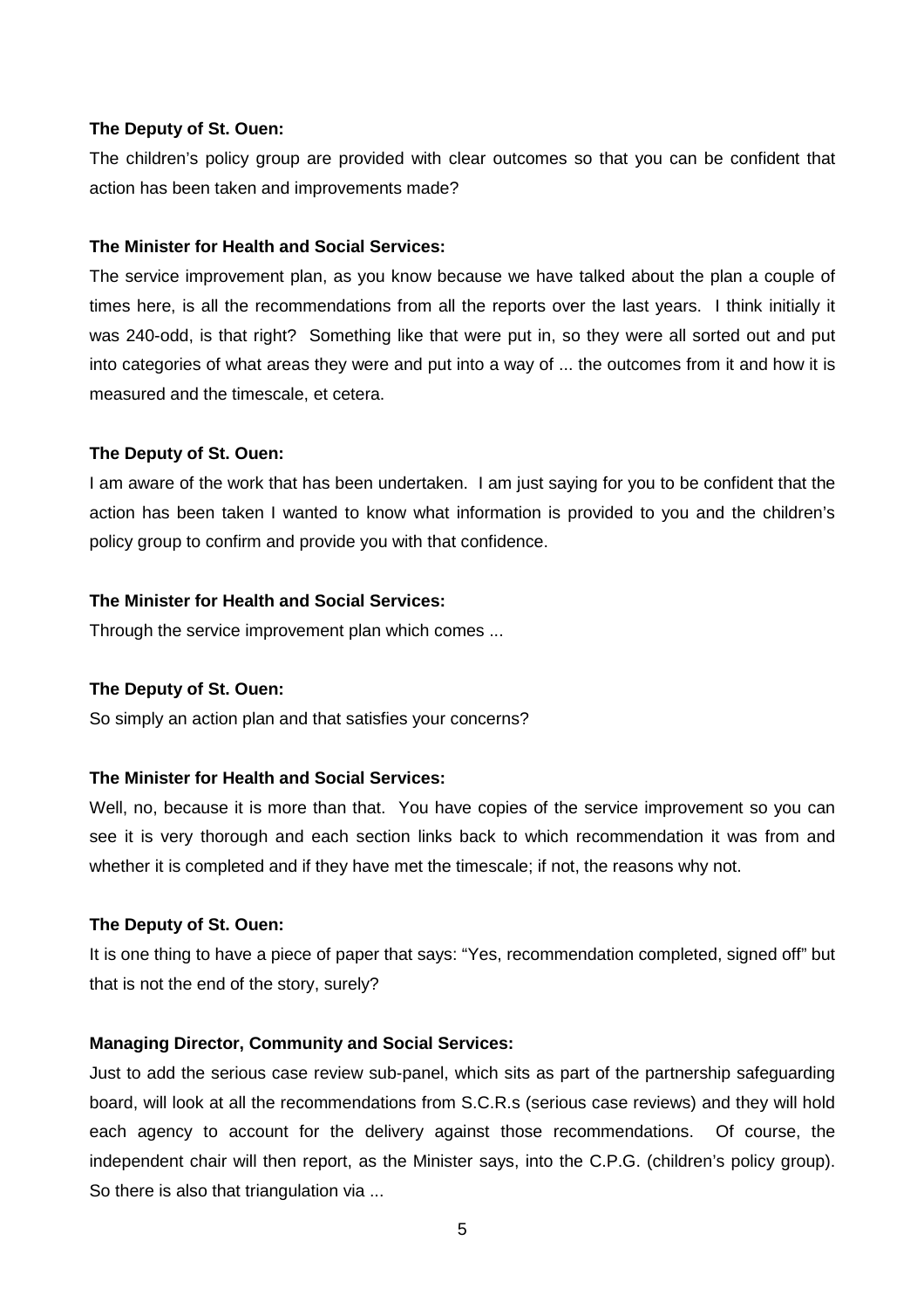**The Deputy of St. Ouen:**

The children's policy group are provided with clear outcomes so that you can be confident that action has been taken and improvements made?

**The Minister for Health and Social Services:**

The service improvement plan, as you know because we have talked about the plan a couple of times here, is all the recommendations from all the reports over the last years. I think initially it was 240-odd, is that right? Something like that were put in, so they were all sorted out and put into categories of what areas they were and put into a way of ... the outcomes from it and how it is measured and the timescale, et cetera.

**The Deputy of St. Ouen:**

I am aware of the work that has been undertaken. I am just saying for you to be confident that the action has been taken I wanted to know what information is provided to you and the children's policy group to confirm and provide you with that confidence.

**The Minister for Health and Social Services:**

Through the service improvement plan which comes ...

**The Deputy of St. Ouen:**

So simply an action plan and that satisfies your concerns?

**The Minister for Health and Social Services:**

Well, no, because it is more than that. You have copies of the service improvement so you can see it is very thorough and each section links back to which recommendation it was from and whether it is completed and if they have met the timescale; if not, the reasons why not.

**The Deputy of St. Ouen:**

It is one thing to have a piece of paper that says: "Yes, recommendation completed, signed off" but that is not the end of the story, surely?

**Managing Director, Community and Social Services:**

Just to add the serious case review sub-panel, which sits as part of the partnership safeguarding board, will look at all the recommendations from S.C.R.s (serious case reviews) and they will hold each agency to account for the delivery against those recommendations. Of course, the independent chair will then report, as the Minister says, into the C.P.G. (children's policy group). So there is also that triangulation via ...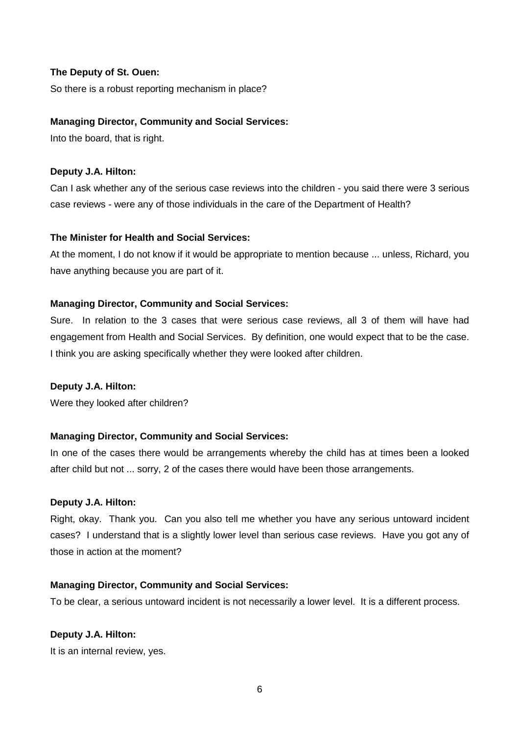**The Deputy of St. Ouen:**

So there is a robust reporting mechanism in place?

**Managing Director, Community and Social Services:**

Into the board, that is right.

**Deputy J.A. Hilton:**

Can I ask whether any of the serious case reviews into the children - you said there were 3 serious case reviews - were any of those individuals in the care of the Department of Health?

**The Minister for Health and Social Services:**

At the moment, I do not know if it would be appropriate to mention because ... unless, Richard, you have anything because you are part of it.

**Managing Director, Community and Social Services:**

Sure. In relation to the 3 cases that were serious case reviews, all 3 of them will have had engagement from Health and Social Services. By definition, one would expect that to be the case. I think you are asking specifically whether they were looked after children.

**Deputy J.A. Hilton:**

Were they looked after children?

**Managing Director, Community and Social Services:**

In one of the cases there would be arrangements whereby the child has at times been a looked after child but not ... sorry, 2 of the cases there would have been those arrangements.

**Deputy J.A. Hilton:**

Right, okay. Thank you. Can you also tell me whether you have any serious untoward incident cases? I understand that is a slightly lower level than serious case reviews. Have you got any of those in action at the moment?

**Managing Director, Community and Social Services:**

To be clear, a serious untoward incident is not necessarily a lower level. It is a different process.

**Deputy J.A. Hilton:**

It is an internal review, yes.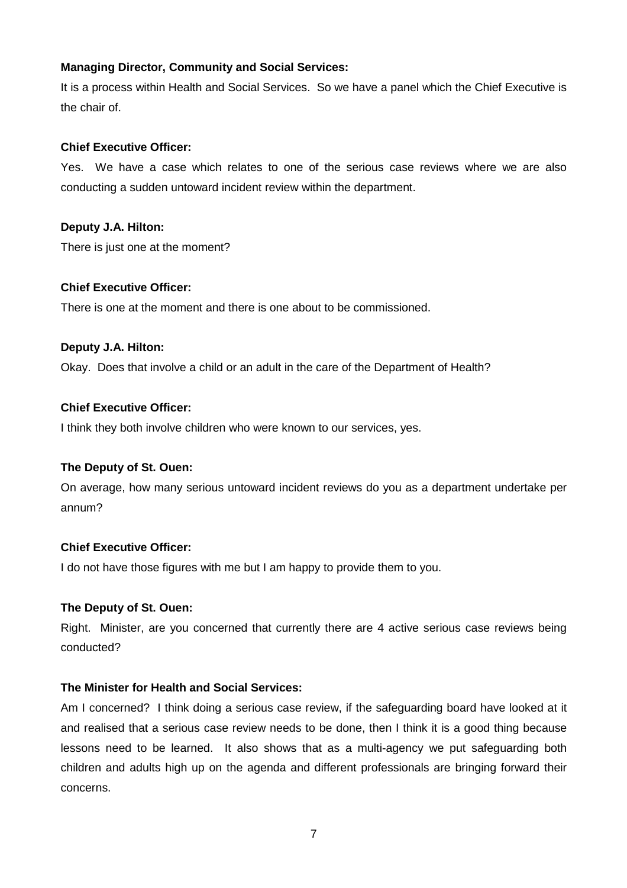**Managing Director, Community and Social Services:**

It is a process within Health and Social Services. So we have a panel which the Chief Executive is the chair of.

**Chief Executive Officer:**

Yes. We have a case which relates to one of the serious case reviews where we are also conducting a sudden untoward incident review within the department.

**Deputy J.A. Hilton:**

There is just one at the moment?

**Chief Executive Officer:**

There is one at the moment and there is one about to be commissioned.

**Deputy J.A. Hilton:**

Okay. Does that involve a child or an adult in the care of the Department of Health?

**Chief Executive Officer:**

I think they both involve children who were known to our services, yes.

**The Deputy of St. Ouen:**

On average, how many serious untoward incident reviews do you as a department undertake per annum?

**Chief Executive Officer:**

I do not have those figures with me but I am happy to provide them to you.

**The Deputy of St. Ouen:**

Right. Minister, are you concerned that currently there are 4 active serious case reviews being conducted?

**The Minister for Health and Social Services:**

Am I concerned? I think doing a serious case review, if the safeguarding board have looked at it and realised that a serious case review needs to be done, then I think it is a good thing because lessons need to be learned. It also shows that as a multi-agency we put safeguarding both children and adults high up on the agenda and different professionals are bringing forward their concerns.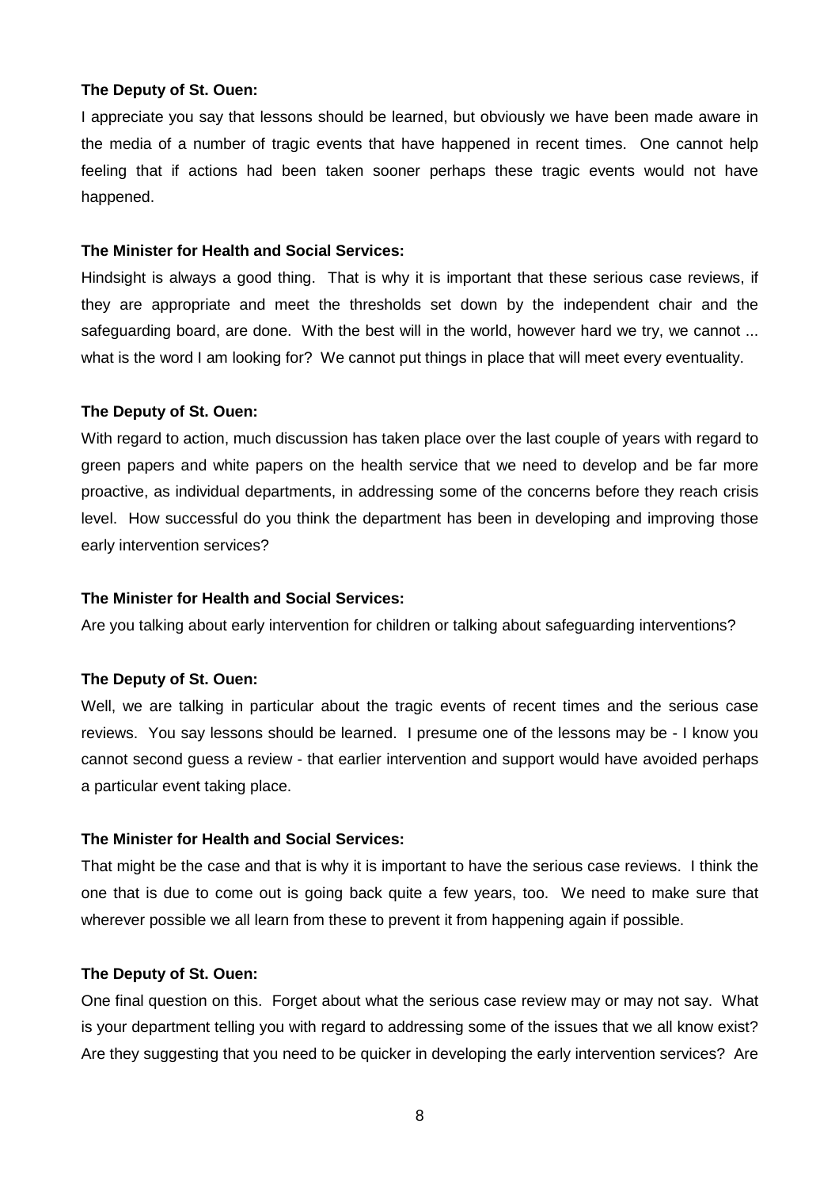**The Deputy of St. Ouen:**

I appreciate you say that lessons should be learned, but obviously we have been made aware in the media of a number of tragic events that have happened in recent times. One cannot help feeling that if actions had been taken sooner perhaps these tragic events would not have happened.

**The Minister for Health and Social Services:**

Hindsight is always a good thing. That is why it is important that these serious case reviews, if they are appropriate and meet the thresholds set down by the independent chair and the safeguarding board, are done. With the best will in the world, however hard we try, we cannot ... what is the word I am looking for? We cannot put things in place that will meet every eventuality.

**The Deputy of St. Ouen:**

With regard to action, much discussion has taken place over the last couple of years with regard to green papers and white papers on the health service that we need to develop and be far more proactive, as individual departments, in addressing some of the concerns before they reach crisis level. How successful do you think the department has been in developing and improving those early intervention services?

**The Minister for Health and Social Services:**

Are you talking about early intervention for children or talking about safeguarding interventions?

**The Deputy of St. Ouen:**

Well, we are talking in particular about the tragic events of recent times and the serious case reviews. You say lessons should be learned. I presume one of the lessons may be - I know you cannot second guess a review - that earlier intervention and support would have avoided perhaps a particular event taking place.

**The Minister for Health and Social Services:**

That might be the case and that is why it is important to have the serious case reviews. I think the one that is due to come out is going back quite a few years, too. We need to make sure that wherever possible we all learn from these to prevent it from happening again if possible.

**The Deputy of St. Ouen:**

One final question on this. Forget about what the serious case review may or may not say. What is your department telling you with regard to addressing some of the issues that we all know exist? Are they suggesting that you need to be quicker in developing the early intervention services? Are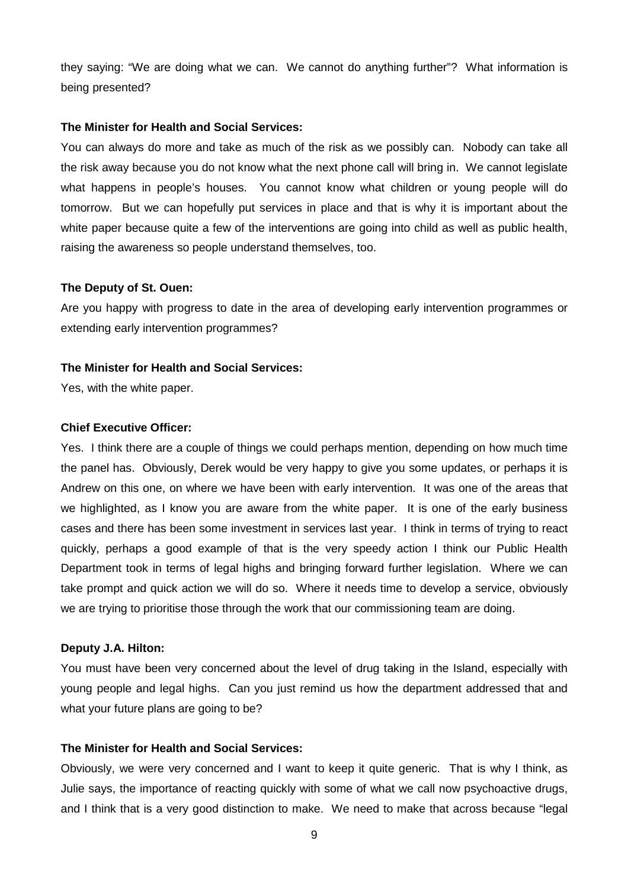they saying: "We are doing what we can. We cannot do anything further"? What information is being presented?

**The Minister for Health and Social Services:**

You can always do more and take as much of the risk as we possibly can. Nobody can take all the risk away because you do not know what the next phone call will bring in. We cannot legislate what happens in people's houses. You cannot know what children or young people will do tomorrow. But we can hopefully put services in place and that is why it is important about the white paper because quite a few of the interventions are going into child as well as public health, raising the awareness so people understand themselves, too.

**The Deputy of St. Ouen:**

Are you happy with progress to date in the area of developing early intervention programmes or extending early intervention programmes?

**The Minister for Health and Social Services:**

Yes, with the white paper.

**Chief Executive Officer:**

Yes. I think there are a couple of things we could perhaps mention, depending on how much time the panel has. Obviously, Derek would be very happy to give you some updates, or perhaps it is Andrew on this one, on where we have been with early intervention. It was one of the areas that we highlighted, as I know you are aware from the white paper. It is one of the early business cases and there has been some investment in services last year. I think in terms of trying to react quickly, perhaps a good example of that is the very speedy action I think our Public Health Department took in terms of legal highs and bringing forward further legislation. Where we can take prompt and quick action we will do so. Where it needs time to develop a service, obviously we are trying to prioritise those through the work that our commissioning team are doing.

**Deputy J.A. Hilton:**

You must have been very concerned about the level of drug taking in the Island, especially with young people and legal highs. Can you just remind us how the department addressed that and what your future plans are going to be?

**The Minister for Health and Social Services:**

Obviously, we were very concerned and I want to keep it quite generic. That is why I think, as Julie says, the importance of reacting quickly with some of what we call now psychoactive drugs, and I think that is a very good distinction to make. We need to make that across because "legal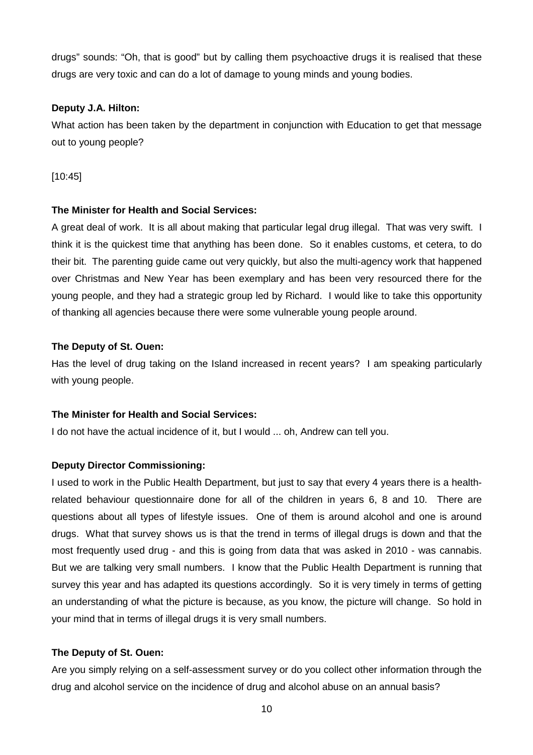drugs" sounds: "Oh, that is good" but by calling them psychoactive drugs it is realised that these drugs are very toxic and can do a lot of damage to young minds and young bodies.

**Deputy J.A. Hilton:**

What action has been taken by the department in conjunction with Education to get that message out to young people?

[10:45]

**The Minister for Health and Social Services:**

A great deal of work. It is all about making that particular legal drug illegal. That was very swift. I think it is the quickest time that anything has been done. So it enables customs, et cetera, to do their bit. The parenting guide came out very quickly, but also the multi-agency work that happened over Christmas and New Year has been exemplary and has been very resourced there for the young people, and they had a strategic group led by Richard. I would like to take this opportunity of thanking all agencies because there were some vulnerable young people around.

**The Deputy of St. Ouen:**

Has the level of drug taking on the Island increased in recent years? I am speaking particularly with young people.

**The Minister for Health and Social Services:**

I do not have the actual incidence of it, but I would ... oh, Andrew can tell you.

**Deputy Director Commissioning:**

I used to work in the Public Health Department, but just to say that every 4 years there is a health-related behaviour questionnaire done for all of the children in years 6, 8 and 10. There are questions about all types of lifestyle issues. One of them is around alcohol and one is around drugs. What that survey shows us is that the trend in terms of illegal drugs is down and that the most frequently used drug - and this is going from data that was asked in 2010 - was cannabis. But we are talking very small numbers. I know that the Public Health Department is running that survey this year and has adapted its questions accordingly. So it is very timely in terms of getting an understanding of what the picture is because, as you know, the picture will change. So hold in your mind that in terms of illegal drugs it is very small numbers.

**The Deputy of St. Ouen:**

Are you simply relying on a self-assessment survey or do you collect other information through the drug and alcohol service on the incidence of drug and alcohol abuse on an annual basis?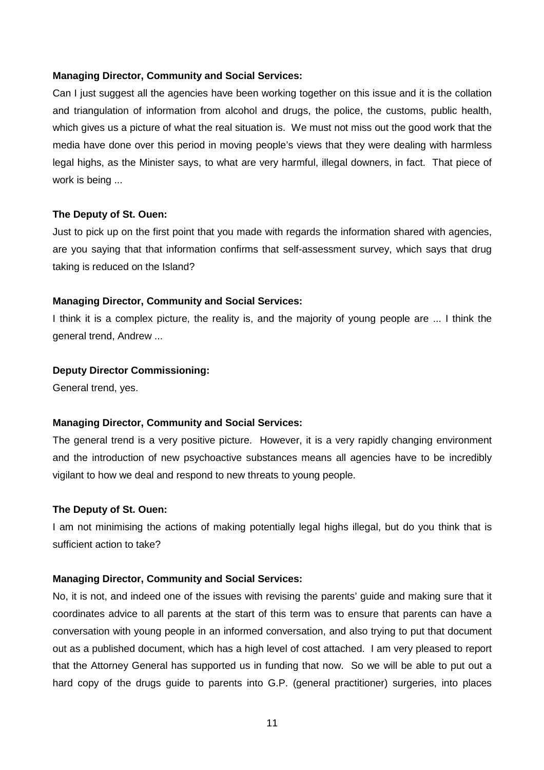**Managing Director, Community and Social Services:**

Can I just suggest all the agencies have been working together on this issue and it is the collation and triangulation of information from alcohol and drugs, the police, the customs, public health, which gives us a picture of what the real situation is. We must not miss out the good work that the media have done over this period in moving people's views that they were dealing with harmless legal highs, as the Minister says, to what are very harmful, illegal downers, in fact. That piece of work is being ...

**The Deputy of St. Ouen:**

Just to pick up on the first point that you made with regards the information shared with agencies, are you saying that that information confirms that self-assessment survey, which says that drug taking is reduced on the Island?

**Managing Director, Community and Social Services:**

I think it is a complex picture, the reality is, and the majority of young people are ... I think the general trend, Andrew ...

**Deputy Director Commissioning:**

General trend, yes.

**Managing Director, Community and Social Services:**

The general trend is a very positive picture. However, it is a very rapidly changing environment and the introduction of new psychoactive substances means all agencies have to be incredibly vigilant to how we deal and respond to new threats to young people.

**The Deputy of St. Ouen:**

I am not minimising the actions of making potentially legal highs illegal, but do you think that is sufficient action to take?

**Managing Director, Community and Social Services:**

No, it is not, and indeed one of the issues with revising the parents' guide and making sure that it coordinates advice to all parents at the start of this term was to ensure that parents can have a conversation with young people in an informed conversation, and also trying to put that document out as a published document, which has a high level of cost attached. I am very pleased to report that the Attorney General has supported us in funding that now. So we will be able to put out a hard copy of the drugs guide to parents into G.P. (general practitioner) surgeries, into places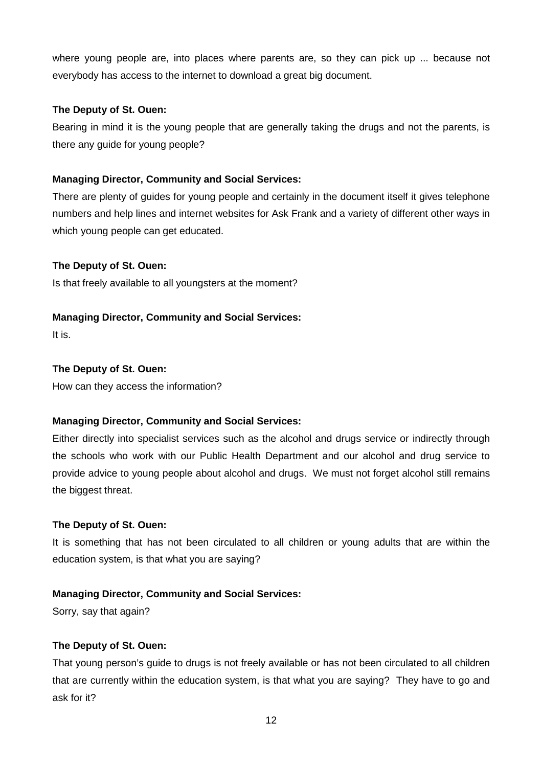where young people are, into places where parents are, so they can pick up ... because not everybody has access to the internet to download a great big document.

**The Deputy of St. Ouen:**

Bearing in mind it is the young people that are generally taking the drugs and not the parents, is there any guide for young people?

**Managing Director, Community and Social Services:**

There are plenty of guides for young people and certainly in the document itself it gives telephone numbers and help lines and internet websites for Ask Frank and a variety of different other ways in which young people can get educated.

**The Deputy of St. Ouen:**

Is that freely available to all youngsters at the moment?

**Managing Director, Community and Social Services:**

It is.

**The Deputy of St. Ouen:**

How can they access the information?

**Managing Director, Community and Social Services:**

Either directly into specialist services such as the alcohol and drugs service or indirectly through the schools who work with our Public Health Department and our alcohol and drug service to provide advice to young people about alcohol and drugs. We must not forget alcohol still remains the biggest threat.

**The Deputy of St. Ouen:**

It is something that has not been circulated to all children or young adults that are within the education system, is that what you are saying?

**Managing Director, Community and Social Services:**

Sorry, say that again?

**The Deputy of St. Ouen:**

That young person's guide to drugs is not freely available or has not been circulated to all children that are currently within the education system, is that what you are saying? They have to go and ask for it?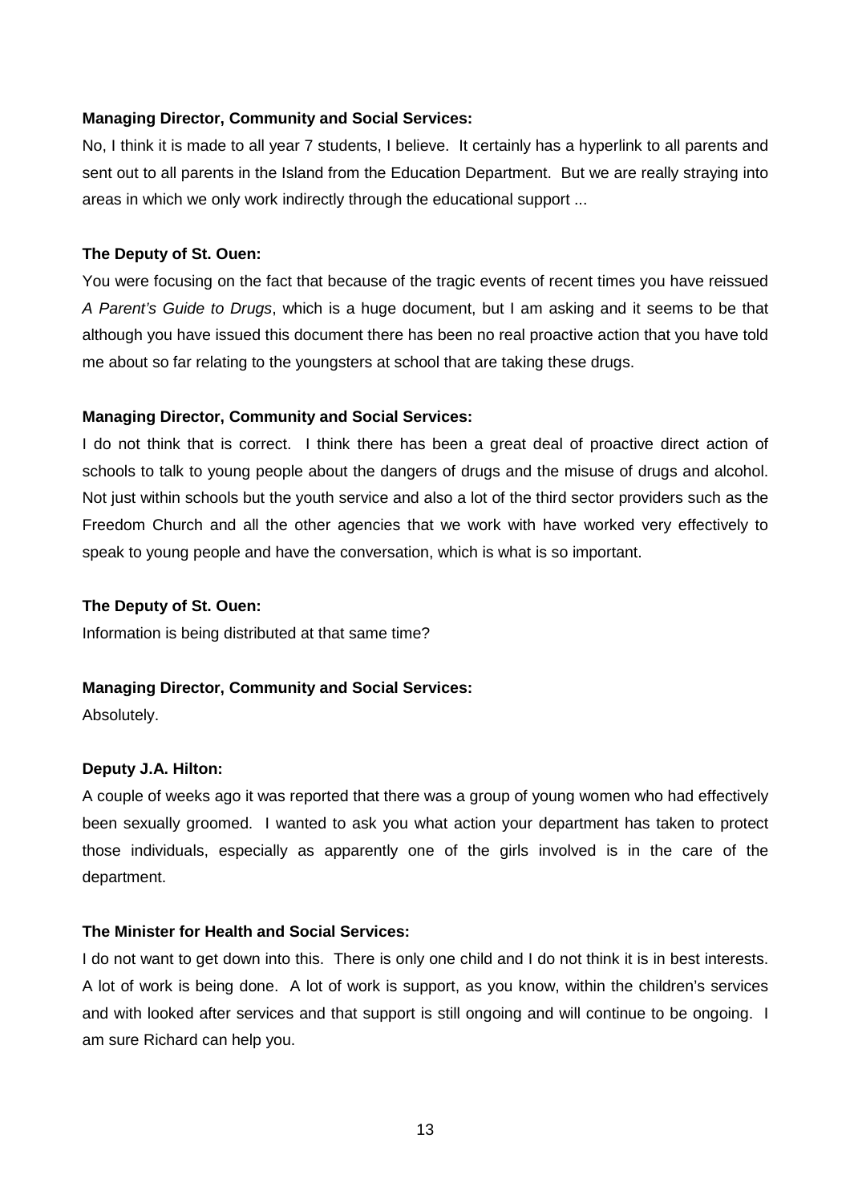**Managing Director, Community and Social Services:**

No, I think it is made to all year 7 students, I believe. It certainly has a hyperlink to all parents and sent out to all parents in the Island from the Education Department. But we are really straying into areas in which we only work indirectly through the educational support ...

**The Deputy of St. Ouen:**

You were focusing on the fact that because of the tragic events of recent times you have reissued *A Parent's Guide to Drugs*, which is a huge document, but I am asking and it seems to be that although you have issued this document there has been no real proactive action that you have told me about so far relating to the youngsters at school that are taking these drugs.

**Managing Director, Community and Social Services:**

I do not think that is correct. I think there has been a great deal of proactive direct action of schools to talk to young people about the dangers of drugs and the misuse of drugs and alcohol. Not just within schools but the youth service and also a lot of the third sector providers such as the Freedom Church and all the other agencies that we work with have worked very effectively to speak to young people and have the conversation, which is what is so important.

**The Deputy of St. Ouen:**

Information is being distributed at that same time?

**Managing Director, Community and Social Services:**

Absolutely.

**Deputy J.A. Hilton:**

A couple of weeks ago it was reported that there was a group of young women who had effectively been sexually groomed. I wanted to ask you what action your department has taken to protect those individuals, especially as apparently one of the girls involved is in the care of the department.

**The Minister for Health and Social Services:**

I do not want to get down into this. There is only one child and I do not think it is in best interests. A lot of work is being done. A lot of work is support, as you know, within the children's services and with looked after services and that support is still ongoing and will continue to be ongoing. I am sure Richard can help you.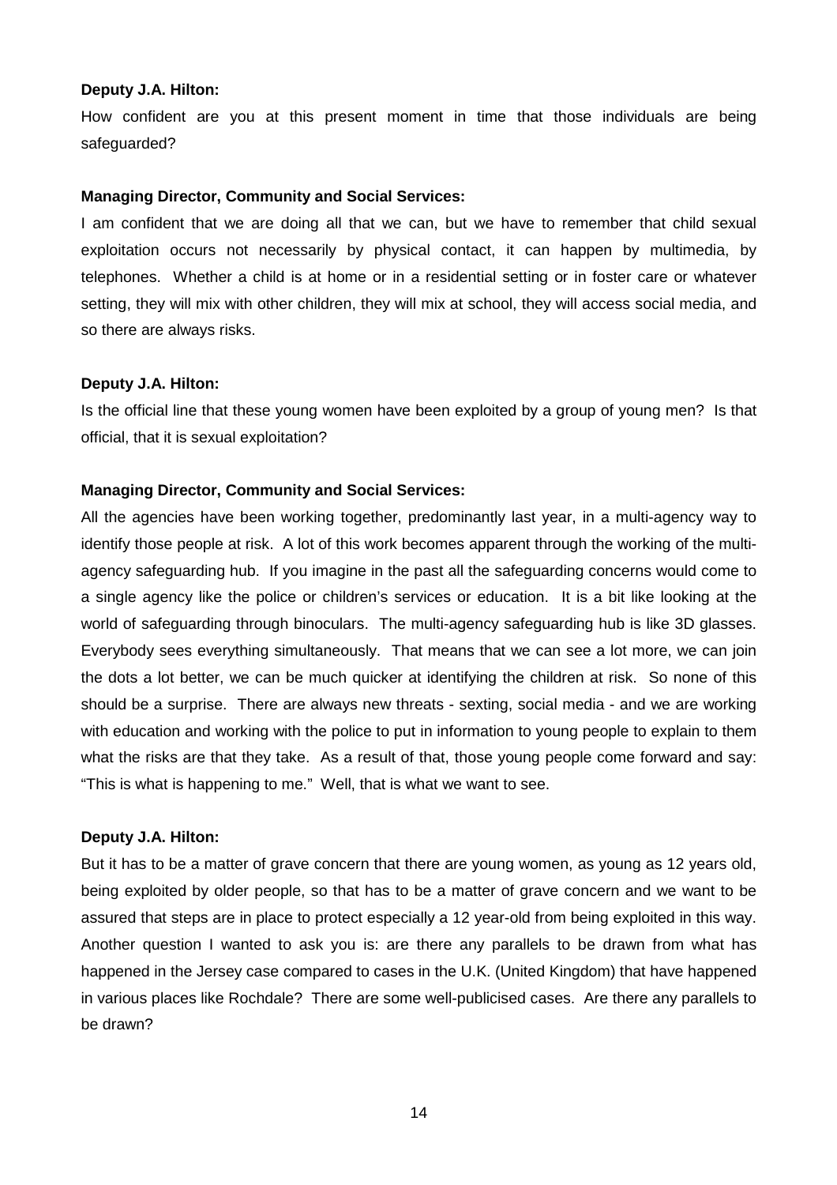**Deputy J.A. Hilton:**

How confident are you at this present moment in time that those individuals are being safeguarded?

**Managing Director, Community and Social Services:**

I am confident that we are doing all that we can, but we have to remember that child sexual exploitation occurs not necessarily by physical contact, it can happen by multimedia, by telephones. Whether a child is at home or in a residential setting or in foster care or whatever setting, they will mix with other children, they will mix at school, they will access social media, and so there are always risks.

**Deputy J.A. Hilton:**

Is the official line that these young women have been exploited by a group of young men? Is that official, that it is sexual exploitation?

**Managing Director, Community and Social Services:**

All the agencies have been working together, predominantly last year, in a multi-agency way to identify those people at risk. A lot of this work becomes apparent through the working of the multi-agency safeguarding hub. If you imagine in the past all the safeguarding concerns would come to a single agency like the police or children's services or education. It is a bit like looking at the world of safeguarding through binoculars. The multi-agency safeguarding hub is like 3D glasses. Everybody sees everything simultaneously. That means that we can see a lot more, we can join the dots a lot better, we can be much quicker at identifying the children at risk. So none of this should be a surprise. There are always new threats - sexting, social media - and we are working with education and working with the police to put in information to young people to explain to them what the risks are that they take. As a result of that, those young people come forward and say: "This is what is happening to me." Well, that is what we want to see.

**Deputy J.A. Hilton:**

But it has to be a matter of grave concern that there are young women, as young as 12 years old, being exploited by older people, so that has to be a matter of grave concern and we want to be assured that steps are in place to protect especially a 12 year-old from being exploited in this way. Another question I wanted to ask you is: are there any parallels to be drawn from what has happened in the Jersey case compared to cases in the U.K. (United Kingdom) that have happened in various places like Rochdale? There are some well-publicised cases. Are there any parallels to be drawn?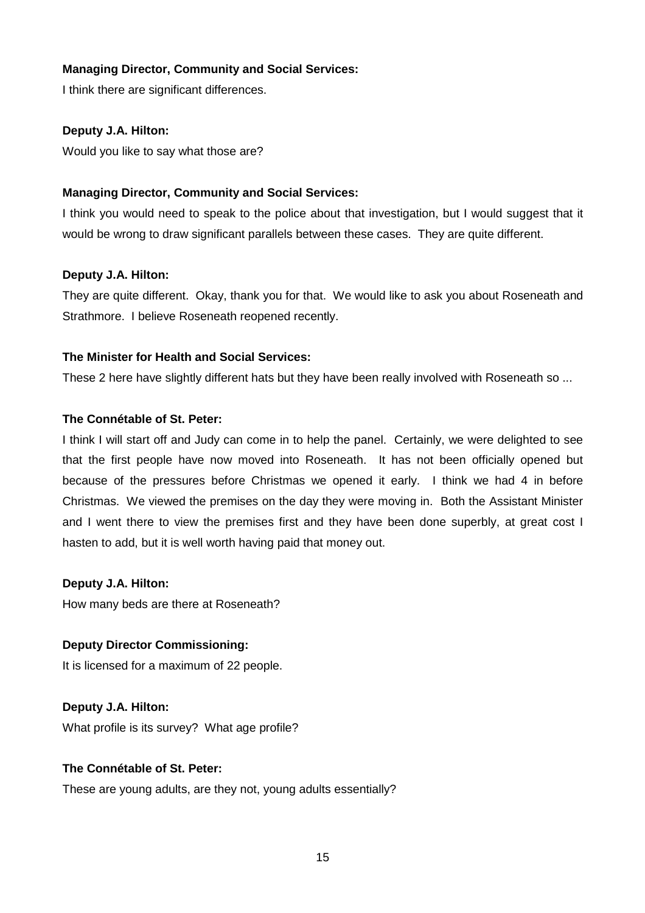**Managing Director, Community and Social Services:**

I think there are significant differences.

**Deputy J.A. Hilton:**

Would you like to say what those are?

**Managing Director, Community and Social Services:**

I think you would need to speak to the police about that investigation, but I would suggest that it would be wrong to draw significant parallels between these cases. They are quite different.

**Deputy J.A. Hilton:**

They are quite different. Okay, thank you for that. We would like to ask you about Roseneath and Strathmore. I believe Roseneath reopened recently.

**The Minister for Health and Social Services:**

These 2 here have slightly different hats but they have been really involved with Roseneath so ...

**The Connétable of St. Peter:**

I think I will start off and Judy can come in to help the panel. Certainly, we were delighted to see that the first people have now moved into Roseneath. It has not been officially opened but because of the pressures before Christmas we opened it early. I think we had 4 in before Christmas. We viewed the premises on the day they were moving in. Both the Assistant Minister and I went there to view the premises first and they have been done superbly, at great cost I hasten to add, but it is well worth having paid that money out.

**Deputy J.A. Hilton:**

How many beds are there at Roseneath?

**Deputy Director Commissioning:**

It is licensed for a maximum of 22 people.

**Deputy J.A. Hilton:**

What profile is its survey? What age profile?

**The Connétable of St. Peter:**

These are young adults, are they not, young adults essentially?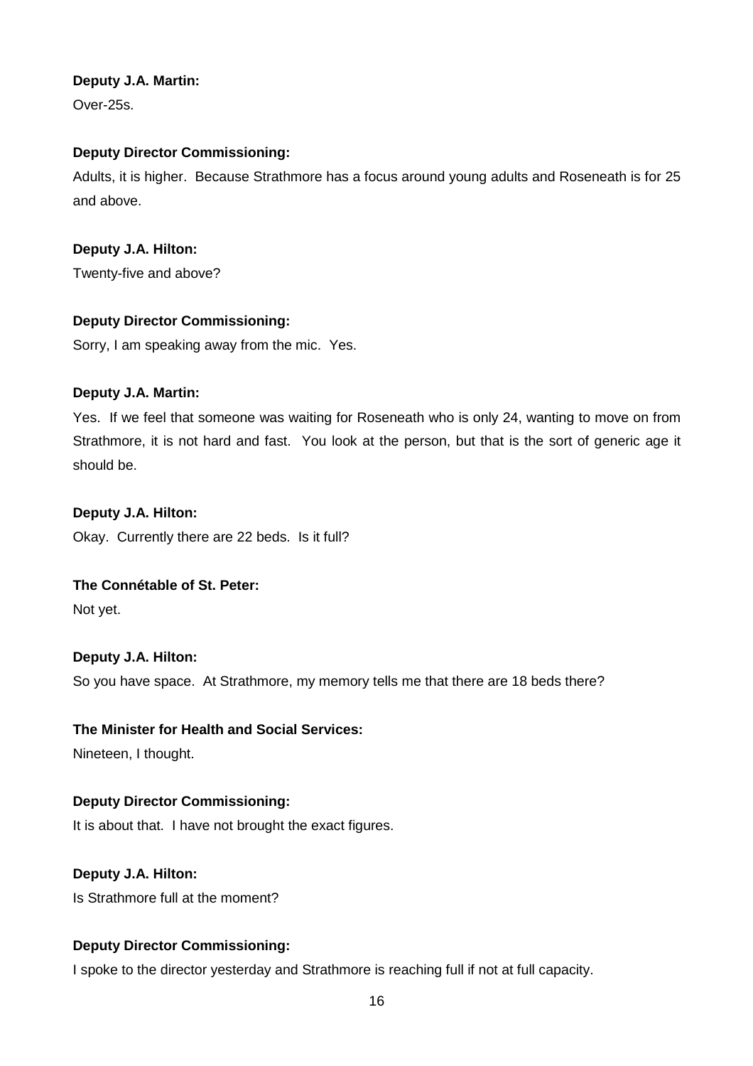**Deputy J.A. Martin:**

Over-25s.

**Deputy Director Commissioning:**

Adults, it is higher. Because Strathmore has a focus around young adults and Roseneath is for 25 and above.

**Deputy J.A. Hilton:**

Twenty-five and above?

**Deputy Director Commissioning:**

Sorry, I am speaking away from the mic. Yes.

**Deputy J.A. Martin:**

Yes. If we feel that someone was waiting for Roseneath who is only 24, wanting to move on from Strathmore, it is not hard and fast. You look at the person, but that is the sort of generic age it should be.

**Deputy J.A. Hilton:**

Okay. Currently there are 22 beds. Is it full?

**The Connétable of St. Peter:**

Not yet.

**Deputy J.A. Hilton:**

So you have space. At Strathmore, my memory tells me that there are 18 beds there?

**The Minister for Health and Social Services:**

Nineteen, I thought.

**Deputy Director Commissioning:**

It is about that. I have not brought the exact figures.

**Deputy J.A. Hilton:**

Is Strathmore full at the moment?

**Deputy Director Commissioning:**

I spoke to the director yesterday and Strathmore is reaching full if not at full capacity.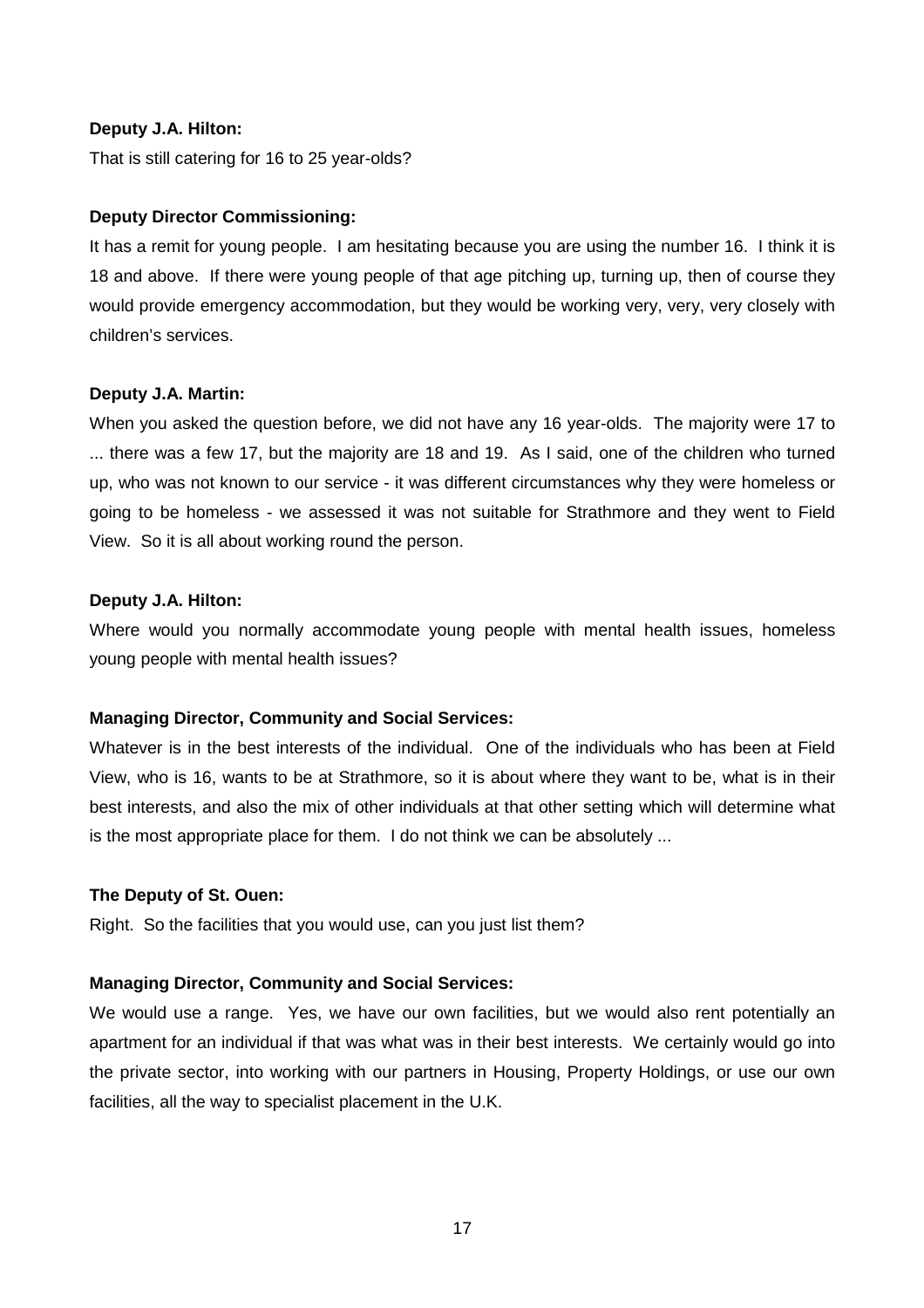**Deputy J.A. Hilton:**

That is still catering for 16 to 25 year-olds?

**Deputy Director Commissioning:**

It has a remit for young people. I am hesitating because you are using the number 16. I think it is 18 and above. If there were young people of that age pitching up, turning up, then of course they would provide emergency accommodation, but they would be working very, very, very closely with children's services.

**Deputy J.A. Martin:**

When you asked the question before, we did not have any 16 year-olds. The majority were 17 to ... there was a few 17, but the majority are 18 and 19. As I said, one of the children who turned up, who was not known to our service - it was different circumstances why they were homeless or going to be homeless - we assessed it was not suitable for Strathmore and they went to Field View. So it is all about working round the person.

**Deputy J.A. Hilton:**

Where would you normally accommodate young people with mental health issues, homeless young people with mental health issues?

**Managing Director, Community and Social Services:**

Whatever is in the best interests of the individual. One of the individuals who has been at Field View, who is 16, wants to be at Strathmore, so it is about where they want to be, what is in their best interests, and also the mix of other individuals at that other setting which will determine what is the most appropriate place for them. I do not think we can be absolutely ...

**The Deputy of St. Ouen:**

Right. So the facilities that you would use, can you just list them?

**Managing Director, Community and Social Services:**

We would use a range. Yes, we have our own facilities, but we would also rent potentially an apartment for an individual if that was what was in their best interests. We certainly would go into the private sector, into working with our partners in Housing, Property Holdings, or use our own facilities, all the way to specialist placement in the U.K.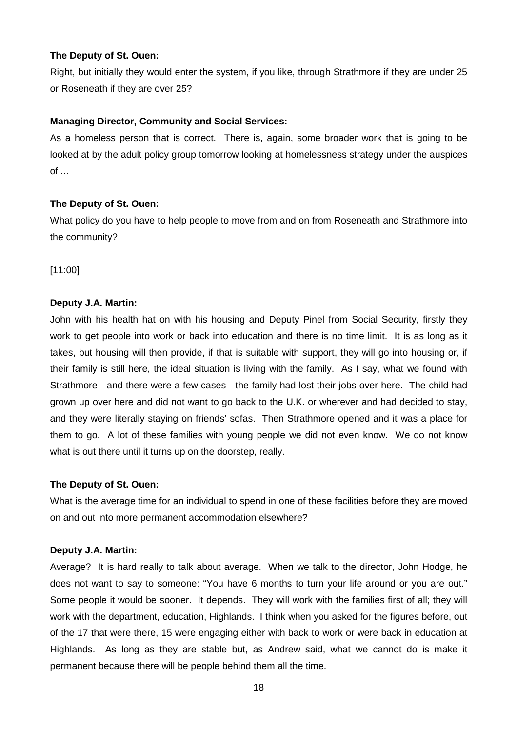**The Deputy of St. Ouen:**

Right, but initially they would enter the system, if you like, through Strathmore if they are under 25 or Roseneath if they are over 25?

**Managing Director, Community and Social Services:**

As a homeless person that is correct. There is, again, some broader work that is going to be looked at by the adult policy group tomorrow looking at homelessness strategy under the auspices of ...

**The Deputy of St. Ouen:**

What policy do you have to help people to move from and on from Roseneath and Strathmore into the community?

[11:00]

**Deputy J.A. Martin:**

John with his health hat on with his housing and Deputy Pinel from Social Security, firstly they work to get people into work or back into education and there is no time limit. It is as long as it takes, but housing will then provide, if that is suitable with support, they will go into housing or, if their family is still here, the ideal situation is living with the family. As I say, what we found with Strathmore - and there were a few cases - the family had lost their jobs over here. The child had grown up over here and did not want to go back to the U.K. or wherever and had decided to stay, and they were literally staying on friends' sofas. Then Strathmore opened and it was a place for them to go. A lot of these families with young people we did not even know. We do not know what is out there until it turns up on the doorstep, really.

**The Deputy of St. Ouen:**

What is the average time for an individual to spend in one of these facilities before they are moved on and out into more permanent accommodation elsewhere?

**Deputy J.A. Martin:**

Average? It is hard really to talk about average. When we talk to the director, John Hodge, he does not want to say to someone: "You have 6 months to turn your life around or you are out." Some people it would be sooner. It depends. They will work with the families first of all; they will work with the department, education, Highlands. I think when you asked for the figures before, out of the 17 that were there, 15 were engaging either with back to work or were back in education at Highlands. As long as they are stable but, as Andrew said, what we cannot do is make it permanent because there will be people behind them all the time.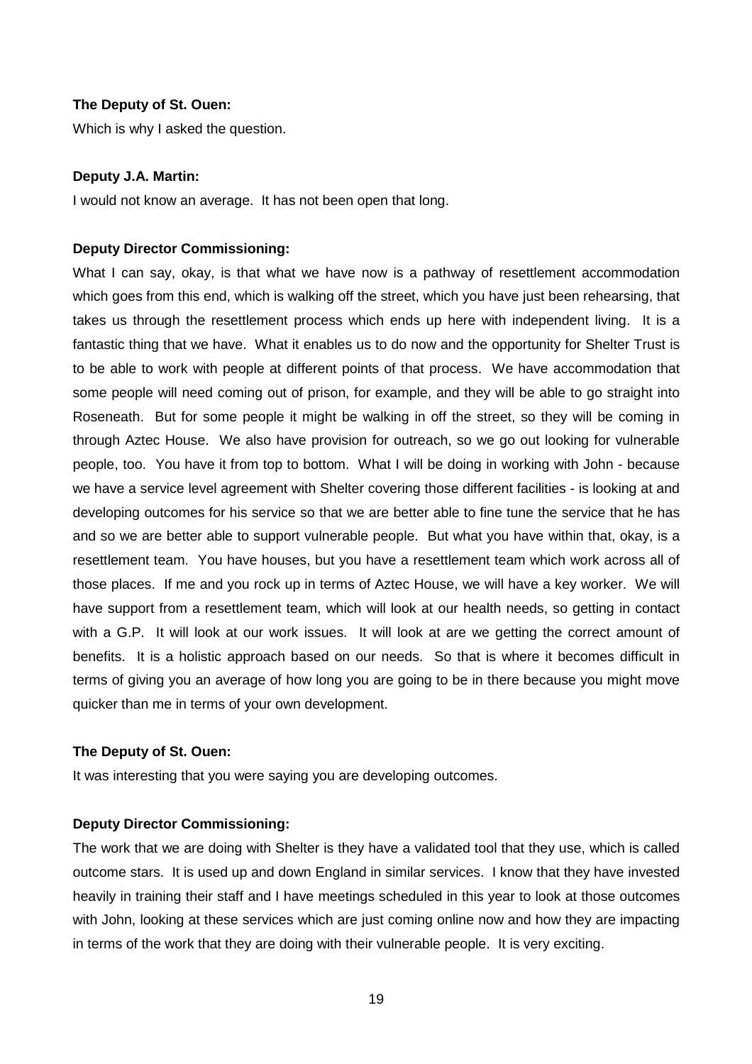**The Deputy of St. Ouen:**

Which is why I asked the question.

**Deputy J.A. Martin:**

I would not know an average. It has not been open that long.

**Deputy Director Commissioning:**

What I can say, okay, is that what we have now is a pathway of resettlement accommodation which goes from this end, which is walking off the street, which you have just been rehearsing, that takes us through the resettlement process which ends up here with independent living. It is a fantastic thing that we have. What it enables us to do now and the opportunity for Shelter Trust is to be able to work with people at different points of that process. We have accommodation that some people will need coming out of prison, for example, and they will be able to go straight into Roseneath. But for some people it might be walking in off the street, so they will be coming in through Aztec House. We also have provision for outreach, so we go out looking for vulnerable people, too. You have it from top to bottom. What I will be doing in working with John - because we have a service level agreement with Shelter covering those different facilities - is looking at and developing outcomes for his service so that we are better able to fine tune the service that he has and so we are better able to support vulnerable people. But what you have within that, okay, is a resettlement team. You have houses, but you have a resettlement team which work across all of those places. If me and you rock up in terms of Aztec House, we will have a key worker. We will have support from a resettlement team, which will look at our health needs, so getting in contact with a G.P. It will look at our work issues. It will look at are we getting the correct amount of benefits. It is a holistic approach based on our needs. So that is where it becomes difficult in terms of giving you an average of how long you are going to be in there because you might move quicker than me in terms of your own development.

**The Deputy of St. Ouen:**

It was interesting that you were saying you are developing outcomes.

**Deputy Director Commissioning:**

The work that we are doing with Shelter is they have a validated tool that they use, which is called outcome stars. It is used up and down England in similar services. I know that they have invested heavily in training their staff and I have meetings scheduled in this year to look at those outcomes with John, looking at these services which are just coming online now and how they are impacting in terms of the work that they are doing with their vulnerable people. It is very exciting.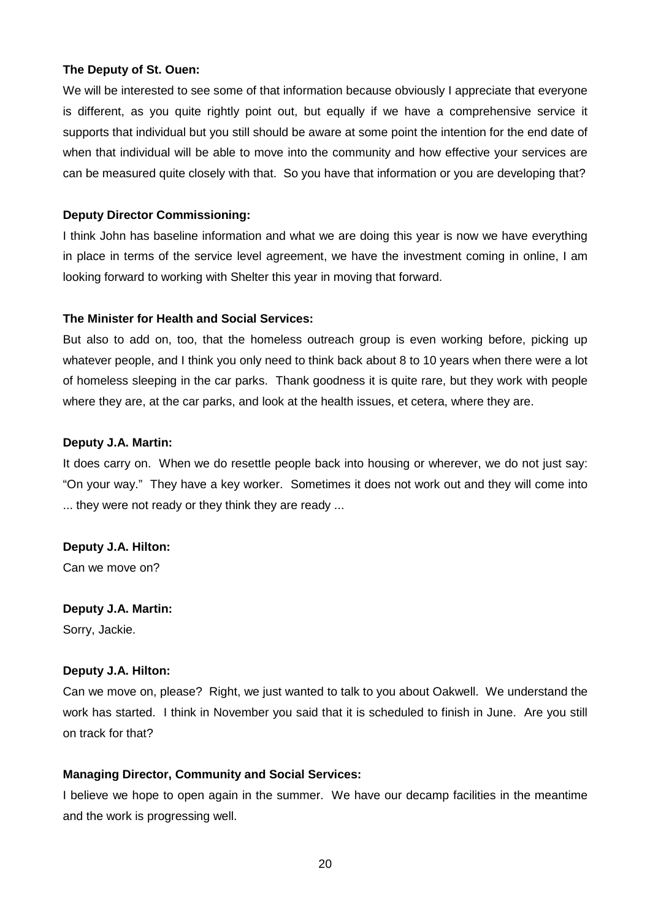**The Deputy of St. Ouen:**

We will be interested to see some of that information because obviously I appreciate that everyone is different, as you quite rightly point out, but equally if we have a comprehensive service it supports that individual but you still should be aware at some point the intention for the end date of when that individual will be able to move into the community and how effective your services are can be measured quite closely with that. So you have that information or you are developing that?

**Deputy Director Commissioning:**

I think John has baseline information and what we are doing this year is now we have everything in place in terms of the service level agreement, we have the investment coming in online, I am looking forward to working with Shelter this year in moving that forward.

**The Minister for Health and Social Services:**

But also to add on, too, that the homeless outreach group is even working before, picking up whatever people, and I think you only need to think back about 8 to 10 years when there were a lot of homeless sleeping in the car parks. Thank goodness it is quite rare, but they work with people where they are, at the car parks, and look at the health issues, et cetera, where they are.

**Deputy J.A. Martin:**

It does carry on. When we do resettle people back into housing or wherever, we do not just say: "On your way." They have a key worker. Sometimes it does not work out and they will come into ... they were not ready or they think they are ready ...

**Deputy J.A. Hilton:**

Can we move on?

**Deputy J.A. Martin:**

Sorry, Jackie.

**Deputy J.A. Hilton:**

Can we move on, please? Right, we just wanted to talk to you about Oakwell. We understand the work has started. I think in November you said that it is scheduled to finish in June. Are you still on track for that?

**Managing Director, Community and Social Services:**

I believe we hope to open again in the summer. We have our decamp facilities in the meantime and the work is progressing well.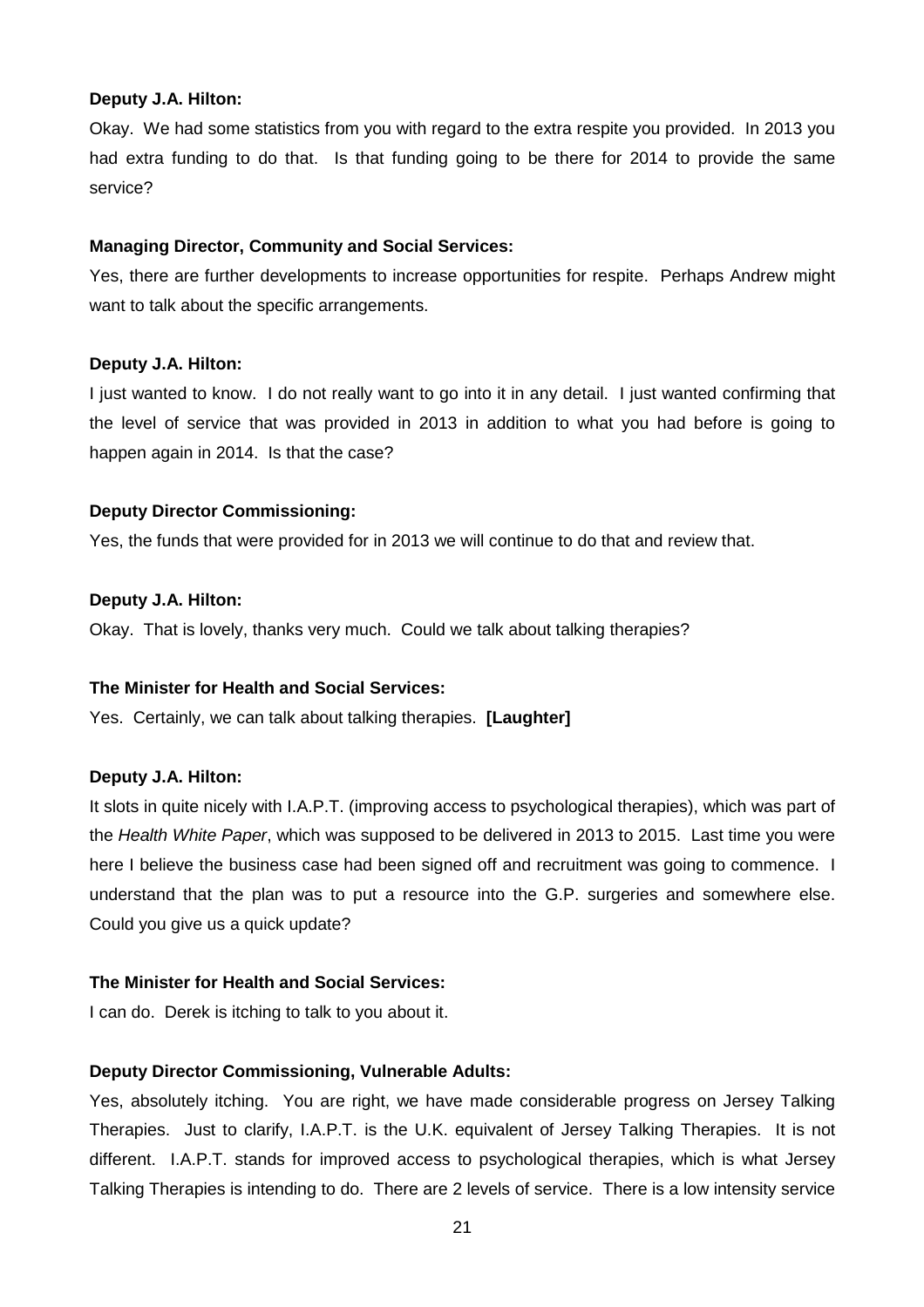**Deputy J.A. Hilton:**

Okay. We had some statistics from you with regard to the extra respite you provided. In 2013 you had extra funding to do that. Is that funding going to be there for 2014 to provide the same service?

**Managing Director, Community and Social Services:**

Yes, there are further developments to increase opportunities for respite. Perhaps Andrew might want to talk about the specific arrangements.

**Deputy J.A. Hilton:**

I just wanted to know. I do not really want to go into it in any detail. I just wanted confirming that the level of service that was provided in 2013 in addition to what you had before is going to happen again in 2014. Is that the case?

**Deputy Director Commissioning:**

Yes, the funds that were provided for in 2013 we will continue to do that and review that.

**Deputy J.A. Hilton:**

Okay. That is lovely, thanks very much. Could we talk about talking therapies?

**The Minister for Health and Social Services:**

Yes. Certainly, we can talk about talking therapies. **[Laughter]**

**Deputy J.A. Hilton:**

It slots in quite nicely with I.A.P.T. (improving access to psychological therapies), which was part of the *Health White Paper*, which was supposed to be delivered in 2013 to 2015. Last time you were here I believe the business case had been signed off and recruitment was going to commence. I understand that the plan was to put a resource into the G.P. surgeries and somewhere else. Could you give us a quick update?

**The Minister for Health and Social Services:**

I can do. Derek is itching to talk to you about it.

**Deputy Director Commissioning, Vulnerable Adults:**

Yes, absolutely itching. You are right, we have made considerable progress on Jersey Talking Therapies. Just to clarify, I.A.P.T. is the U.K. equivalent of Jersey Talking Therapies. It is not different. I.A.P.T. stands for improved access to psychological therapies, which is what Jersey Talking Therapies is intending to do. There are 2 levels of service. There is a low intensity service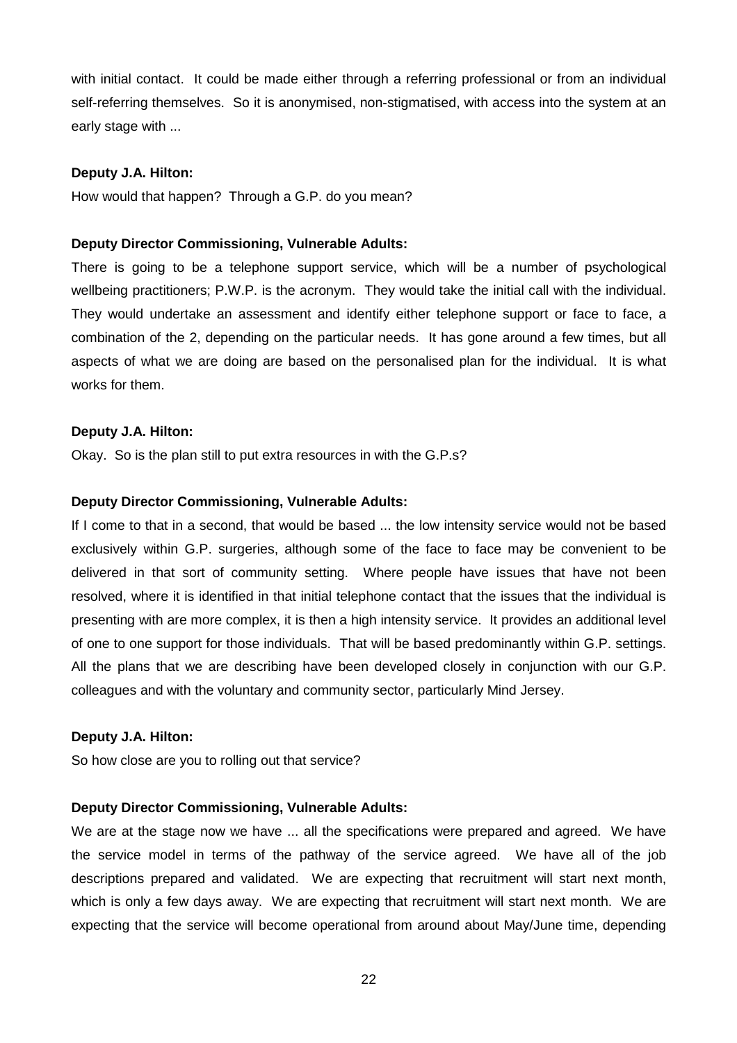with initial contact. It could be made either through a referring professional or from an individual self-referring themselves. So it is anonymised, non-stigmatised, with access into the system at an early stage with ...

**Deputy J.A. Hilton:**

How would that happen? Through a G.P. do you mean?

**Deputy Director Commissioning, Vulnerable Adults:**

There is going to be a telephone support service, which will be a number of psychological wellbeing practitioners; P.W.P. is the acronym. They would take the initial call with the individual. They would undertake an assessment and identify either telephone support or face to face, a combination of the 2, depending on the particular needs. It has gone around a few times, but all aspects of what we are doing are based on the personalised plan for the individual. It is what works for them.

**Deputy J.A. Hilton:**

Okay. So is the plan still to put extra resources in with the G.P.s?

**Deputy Director Commissioning, Vulnerable Adults:**

If I come to that in a second, that would be based ... the low intensity service would not be based exclusively within G.P. surgeries, although some of the face to face may be convenient to be delivered in that sort of community setting. Where people have issues that have not been resolved, where it is identified in that initial telephone contact that the issues that the individual is presenting with are more complex, it is then a high intensity service. It provides an additional level of one to one support for those individuals. That will be based predominantly within G.P. settings. All the plans that we are describing have been developed closely in conjunction with our G.P. colleagues and with the voluntary and community sector, particularly Mind Jersey.

**Deputy J.A. Hilton:**

So how close are you to rolling out that service?

**Deputy Director Commissioning, Vulnerable Adults:**

We are at the stage now we have ... all the specifications were prepared and agreed. We have the service model in terms of the pathway of the service agreed. We have all of the job descriptions prepared and validated. We are expecting that recruitment will start next month, which is only a few days away. We are expecting that recruitment will start next month. We are expecting that the service will become operational from around about May/June time, depending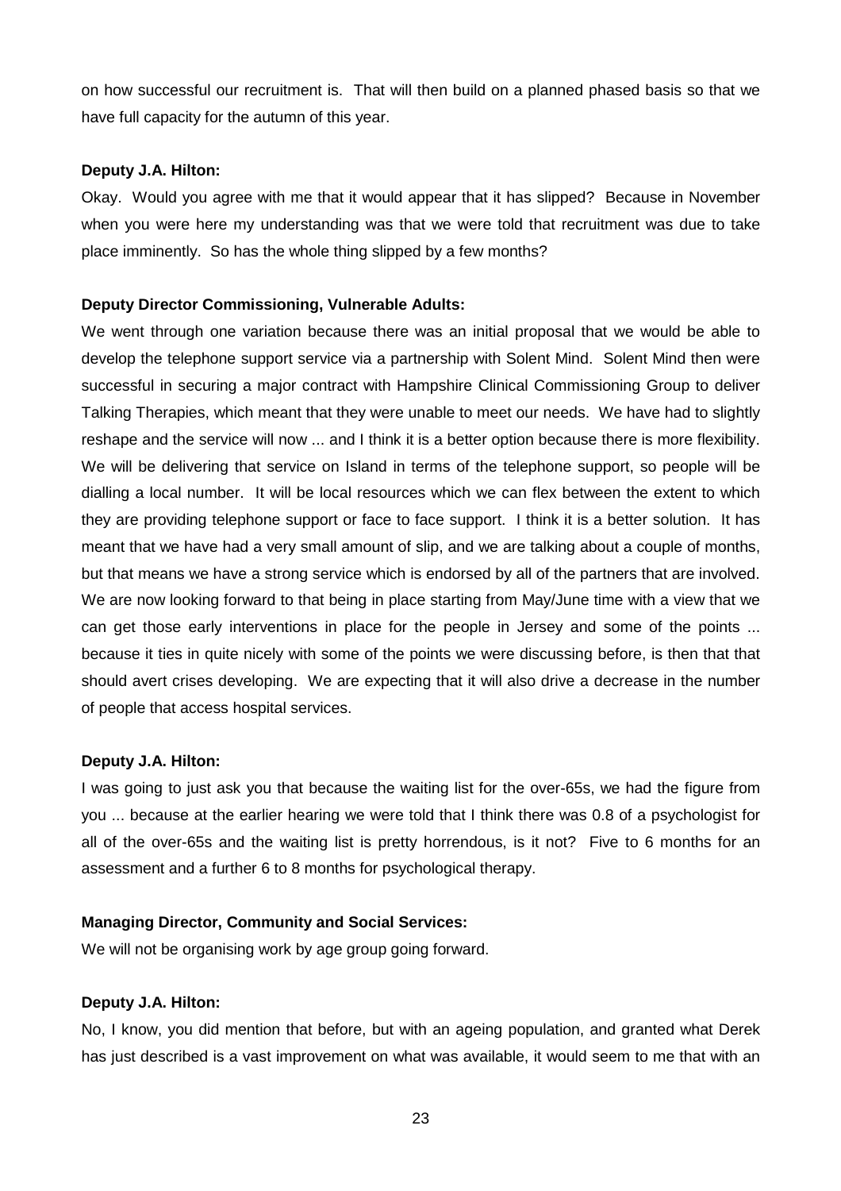on how successful our recruitment is. That will then build on a planned phased basis so that we have full capacity for the autumn of this year.

**Deputy J.A. Hilton:**

Okay. Would you agree with me that it would appear that it has slipped? Because in November when you were here my understanding was that we were told that recruitment was due to take place imminently. So has the whole thing slipped by a few months?

**Deputy Director Commissioning, Vulnerable Adults:**

We went through one variation because there was an initial proposal that we would be able to develop the telephone support service via a partnership with Solent Mind. Solent Mind then were successful in securing a major contract with Hampshire Clinical Commissioning Group to deliver Talking Therapies, which meant that they were unable to meet our needs. We have had to slightly reshape and the service will now ... and I think it is a better option because there is more flexibility. We will be delivering that service on Island in terms of the telephone support, so people will be dialling a local number. It will be local resources which we can flex between the extent to which they are providing telephone support or face to face support. I think it is a better solution. It has meant that we have had a very small amount of slip, and we are talking about a couple of months, but that means we have a strong service which is endorsed by all of the partners that are involved. We are now looking forward to that being in place starting from May/June time with a view that we can get those early interventions in place for the people in Jersey and some of the points ... because it ties in quite nicely with some of the points we were discussing before, is then that that should avert crises developing. We are expecting that it will also drive a decrease in the number of people that access hospital services.

**Deputy J.A. Hilton:**

I was going to just ask you that because the waiting list for the over-65s, we had the figure from you ... because at the earlier hearing we were told that I think there was 0.8 of a psychologist for all of the over-65s and the waiting list is pretty horrendous, is it not? Five to 6 months for an assessment and a further 6 to 8 months for psychological therapy.

**Managing Director, Community and Social Services:**

We will not be organising work by age group going forward.

**Deputy J.A. Hilton:**

No, I know, you did mention that before, but with an ageing population, and granted what Derek has just described is a vast improvement on what was available, it would seem to me that with an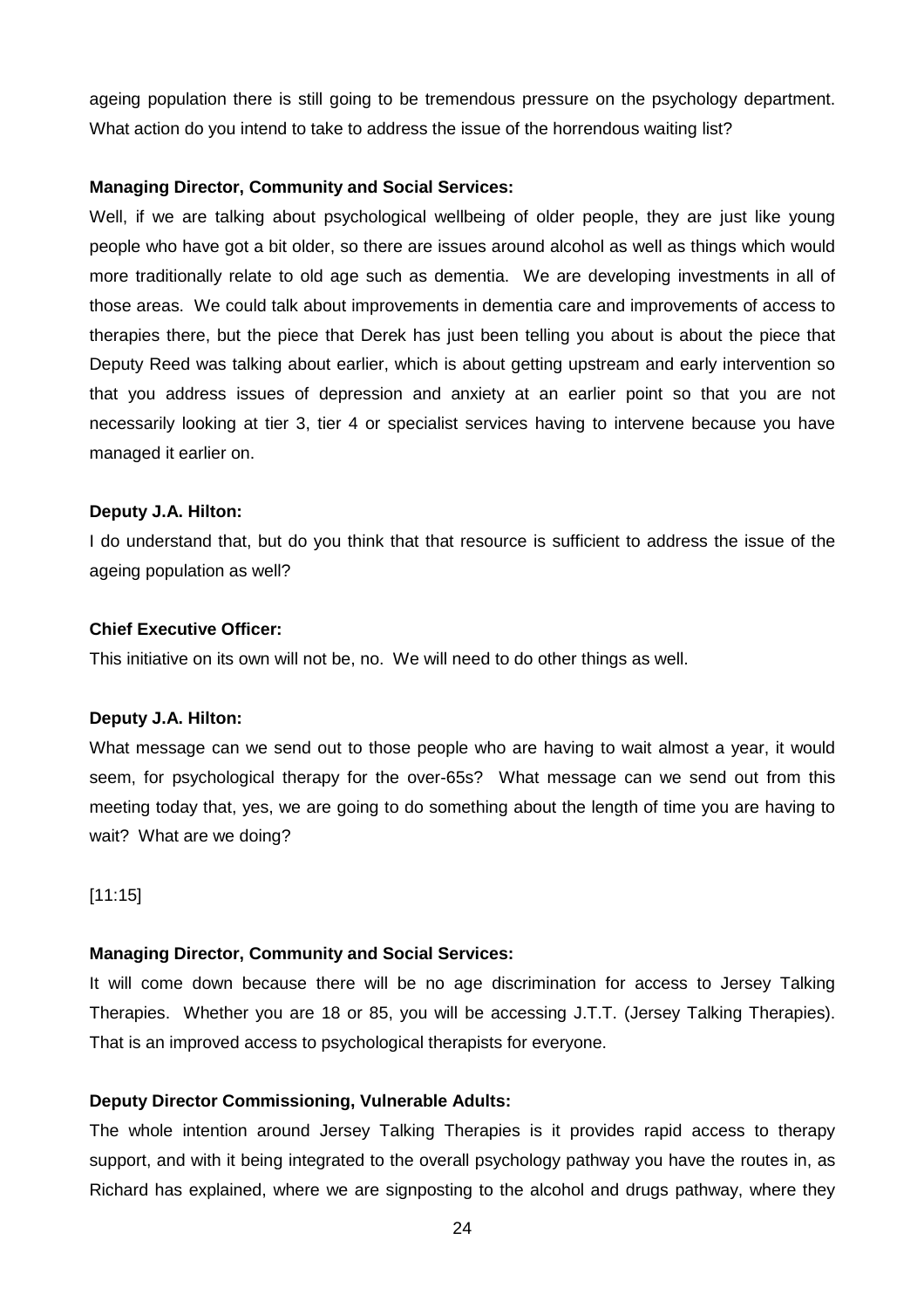ageing population there is still going to be tremendous pressure on the psychology department. What action do you intend to take to address the issue of the horrendous waiting list?

**Managing Director, Community and Social Services:**

Well, if we are talking about psychological wellbeing of older people, they are just like young people who have got a bit older, so there are issues around alcohol as well as things which would more traditionally relate to old age such as dementia. We are developing investments in all of those areas. We could talk about improvements in dementia care and improvements of access to therapies there, but the piece that Derek has just been telling you about is about the piece that Deputy Reed was talking about earlier, which is about getting upstream and early intervention so that you address issues of depression and anxiety at an earlier point so that you are not necessarily looking at tier 3, tier 4 or specialist services having to intervene because you have managed it earlier on.

**Deputy J.A. Hilton:**

I do understand that, but do you think that that resource is sufficient to address the issue of the ageing population as well?

**Chief Executive Officer:**

This initiative on its own will not be, no. We will need to do other things as well.

**Deputy J.A. Hilton:**

What message can we send out to those people who are having to wait almost a year, it would seem, for psychological therapy for the over-65s? What message can we send out from this meeting today that, yes, we are going to do something about the length of time you are having to wait? What are we doing?

[11:15]

**Managing Director, Community and Social Services:**

It will come down because there will be no age discrimination for access to Jersey Talking Therapies. Whether you are 18 or 85, you will be accessing J.T.T. (Jersey Talking Therapies). That is an improved access to psychological therapists for everyone.

**Deputy Director Commissioning, Vulnerable Adults:**

The whole intention around Jersey Talking Therapies is it provides rapid access to therapy support, and with it being integrated to the overall psychology pathway you have the routes in, as Richard has explained, where we are signposting to the alcohol and drugs pathway, where they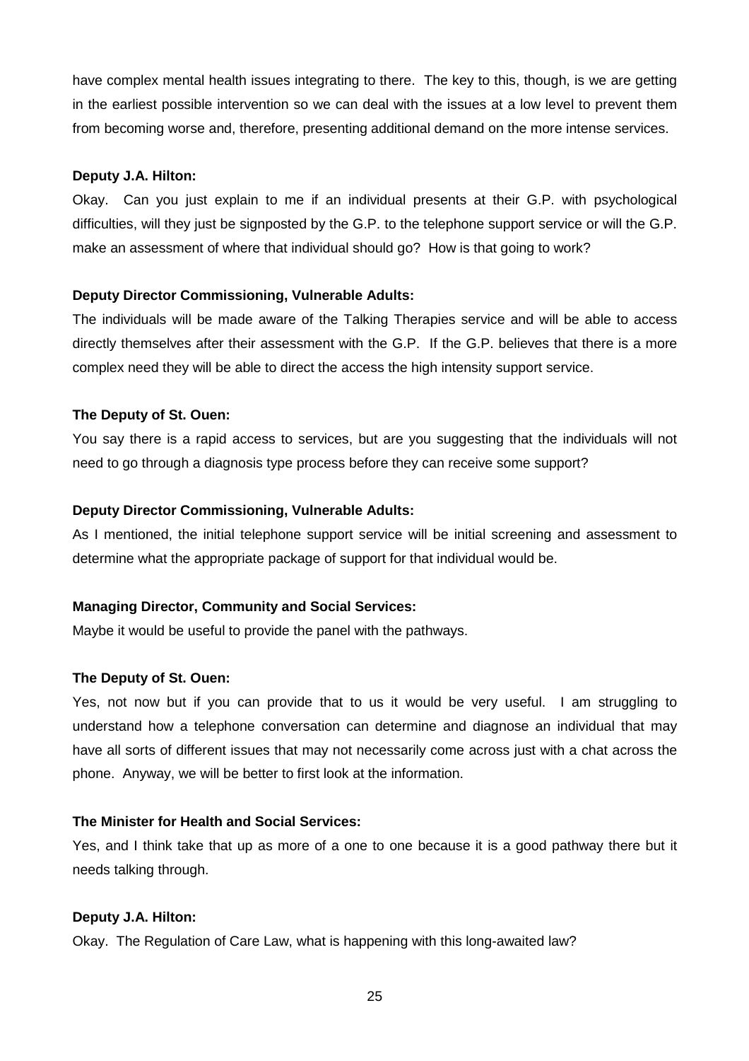have complex mental health issues integrating to there. The key to this, though, is we are getting in the earliest possible intervention so we can deal with the issues at a low level to prevent them from becoming worse and, therefore, presenting additional demand on the more intense services.

**Deputy J.A. Hilton:**

Okay. Can you just explain to me if an individual presents at their G.P. with psychological difficulties, will they just be signposted by the G.P. to the telephone support service or will the G.P. make an assessment of where that individual should go? How is that going to work?

**Deputy Director Commissioning, Vulnerable Adults:**

The individuals will be made aware of the Talking Therapies service and will be able to access directly themselves after their assessment with the G.P. If the G.P. believes that there is a more complex need they will be able to direct the access the high intensity support service.

**The Deputy of St. Ouen:**

You say there is a rapid access to services, but are you suggesting that the individuals will not need to go through a diagnosis type process before they can receive some support?

**Deputy Director Commissioning, Vulnerable Adults:**

As I mentioned, the initial telephone support service will be initial screening and assessment to determine what the appropriate package of support for that individual would be.

**Managing Director, Community and Social Services:**

Maybe it would be useful to provide the panel with the pathways.

**The Deputy of St. Ouen:**

Yes, not now but if you can provide that to us it would be very useful. I am struggling to understand how a telephone conversation can determine and diagnose an individual that may have all sorts of different issues that may not necessarily come across just with a chat across the phone. Anyway, we will be better to first look at the information.

**The Minister for Health and Social Services:**

Yes, and I think take that up as more of a one to one because it is a good pathway there but it needs talking through.

**Deputy J.A. Hilton:**

Okay. The Regulation of Care Law, what is happening with this long-awaited law?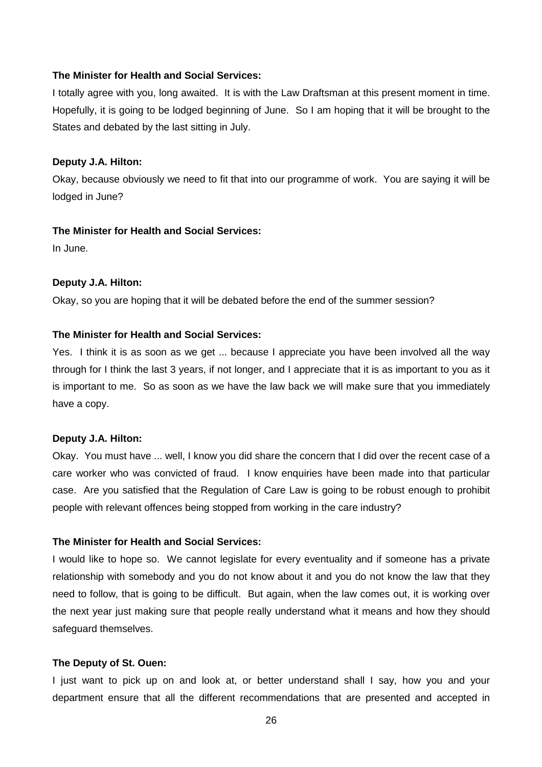**The Minister for Health and Social Services:**

I totally agree with you, long awaited. It is with the Law Draftsman at this present moment in time. Hopefully, it is going to be lodged beginning of June. So I am hoping that it will be brought to the States and debated by the last sitting in July.

**Deputy J.A. Hilton:**

Okay, because obviously we need to fit that into our programme of work. You are saying it will be lodged in June?

**The Minister for Health and Social Services:**

In June.

**Deputy J.A. Hilton:**

Okay, so you are hoping that it will be debated before the end of the summer session?

**The Minister for Health and Social Services:**

Yes. I think it is as soon as we get ... because I appreciate you have been involved all the way through for I think the last 3 years, if not longer, and I appreciate that it is as important to you as it is important to me. So as soon as we have the law back we will make sure that you immediately have a copy.

**Deputy J.A. Hilton:**

Okay. You must have ... well, I know you did share the concern that I did over the recent case of a care worker who was convicted of fraud. I know enquiries have been made into that particular case. Are you satisfied that the Regulation of Care Law is going to be robust enough to prohibit people with relevant offences being stopped from working in the care industry?

**The Minister for Health and Social Services:**

I would like to hope so. We cannot legislate for every eventuality and if someone has a private relationship with somebody and you do not know about it and you do not know the law that they need to follow, that is going to be difficult. But again, when the law comes out, it is working over the next year just making sure that people really understand what it means and how they should safeguard themselves.

**The Deputy of St. Ouen:**

I just want to pick up on and look at, or better understand shall I say, how you and your department ensure that all the different recommendations that are presented and accepted in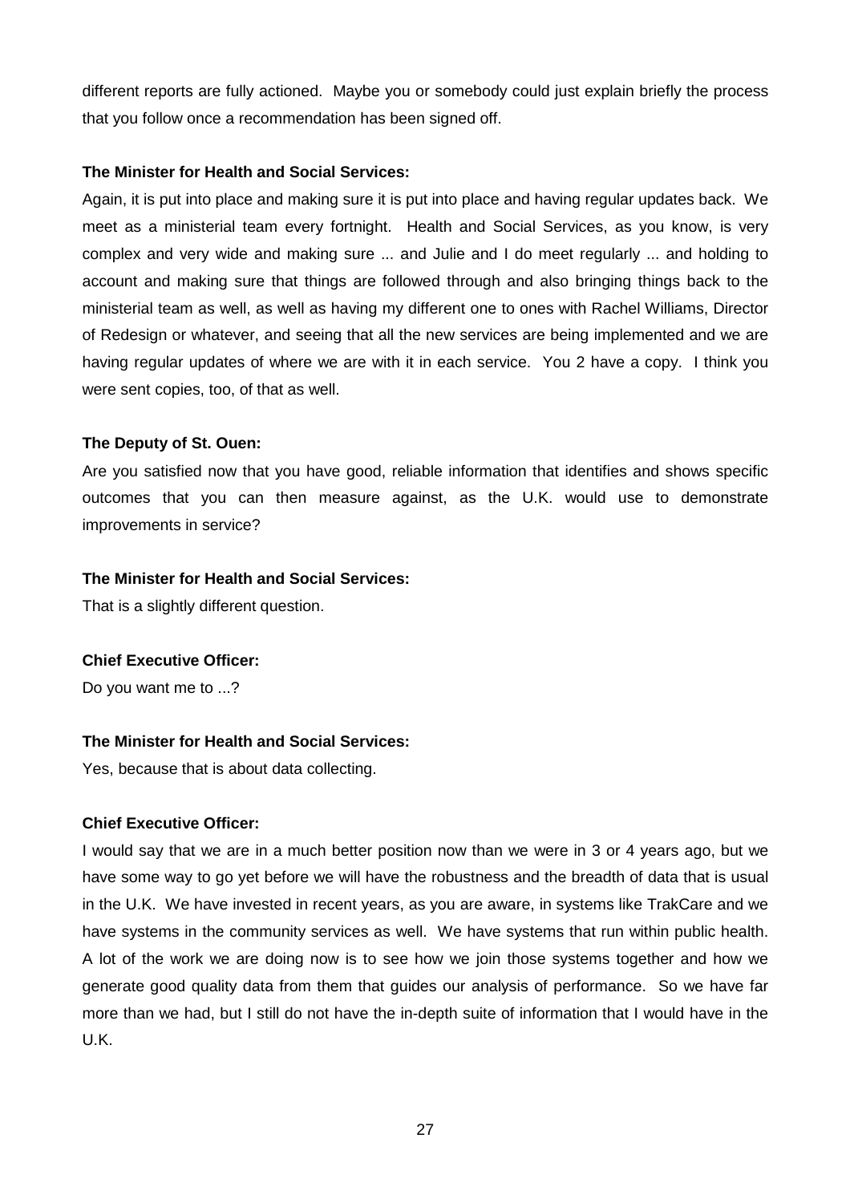different reports are fully actioned. Maybe you or somebody could just explain briefly the process that you follow once a recommendation has been signed off.

**The Minister for Health and Social Services:**

Again, it is put into place and making sure it is put into place and having regular updates back. We meet as a ministerial team every fortnight. Health and Social Services, as you know, is very complex and very wide and making sure ... and Julie and I do meet regularly ... and holding to account and making sure that things are followed through and also bringing things back to the ministerial team as well, as well as having my different one to ones with Rachel Williams, Director of Redesign or whatever, and seeing that all the new services are being implemented and we are having regular updates of where we are with it in each service. You 2 have a copy. I think you were sent copies, too, of that as well.

**The Deputy of St. Ouen:**

Are you satisfied now that you have good, reliable information that identifies and shows specific outcomes that you can then measure against, as the U.K. would use to demonstrate improvements in service?

**The Minister for Health and Social Services:**

That is a slightly different question.

**Chief Executive Officer:**

Do you want me to ...?

**The Minister for Health and Social Services:**

Yes, because that is about data collecting.

**Chief Executive Officer:**

I would say that we are in a much better position now than we were in 3 or 4 years ago, but we have some way to go yet before we will have the robustness and the breadth of data that is usual in the U.K. We have invested in recent years, as you are aware, in systems like TrakCare and we have systems in the community services as well. We have systems that run within public health. A lot of the work we are doing now is to see how we join those systems together and how we generate good quality data from them that guides our analysis of performance. So we have far more than we had, but I still do not have the in-depth suite of information that I would have in the U.K.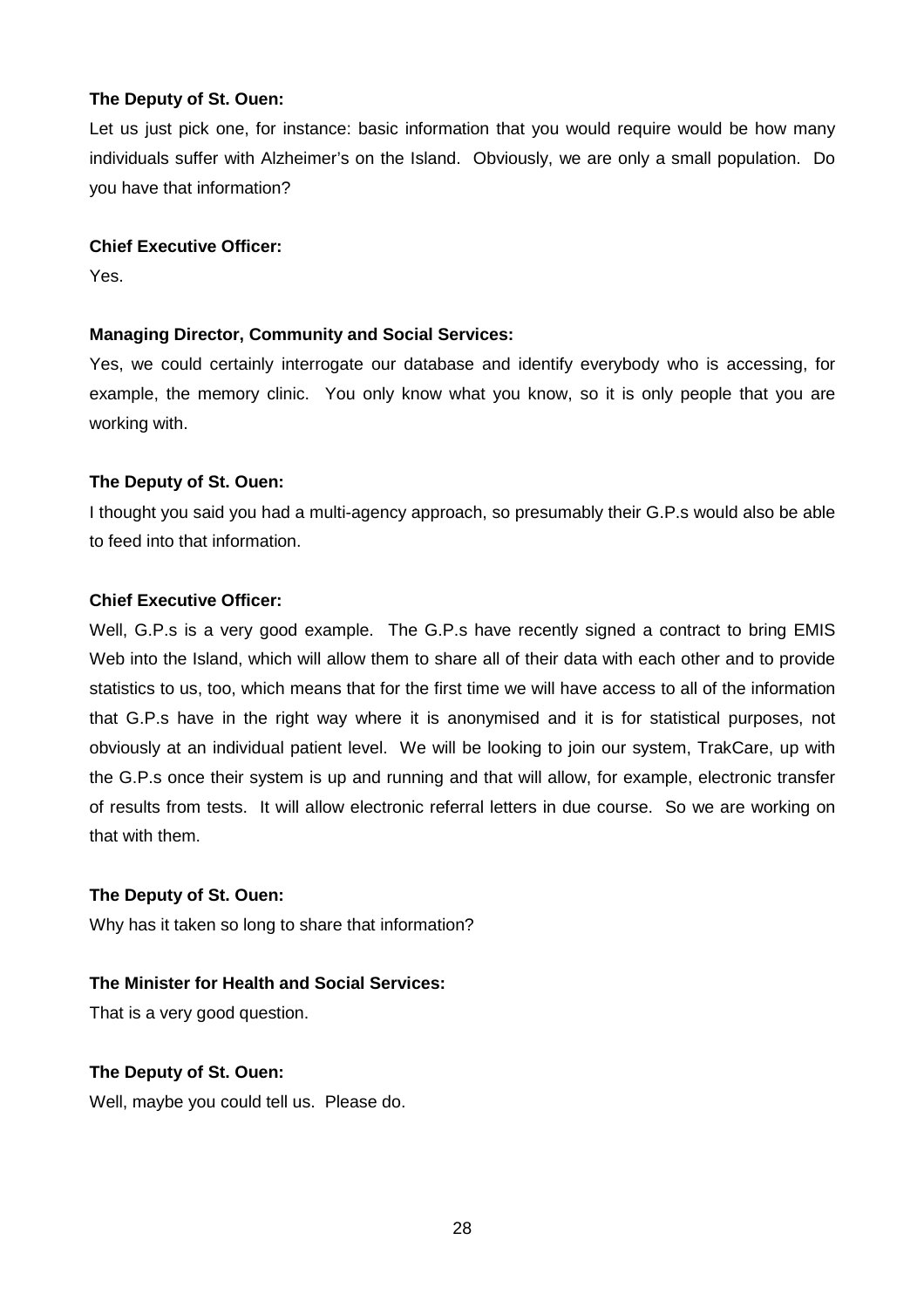**The Deputy of St. Ouen:**

Let us just pick one, for instance: basic information that you would require would be how many individuals suffer with Alzheimer's on the Island. Obviously, we are only a small population. Do you have that information?

**Chief Executive Officer:**

Yes.

**Managing Director, Community and Social Services:**

Yes, we could certainly interrogate our database and identify everybody who is accessing, for example, the memory clinic. You only know what you know, so it is only people that you are working with.

**The Deputy of St. Ouen:**

I thought you said you had a multi-agency approach, so presumably their G.P.s would also be able to feed into that information.

**Chief Executive Officer:**

Well, G.P.s is a very good example. The G.P.s have recently signed a contract to bring EMIS Web into the Island, which will allow them to share all of their data with each other and to provide statistics to us, too, which means that for the first time we will have access to all of the information that G.P.s have in the right way where it is anonymised and it is for statistical purposes, not obviously at an individual patient level. We will be looking to join our system, TrakCare, up with the G.P.s once their system is up and running and that will allow, for example, electronic transfer of results from tests. It will allow electronic referral letters in due course. So we are working on that with them.

**The Deputy of St. Ouen:**

Why has it taken so long to share that information?

**The Minister for Health and Social Services:**

That is a very good question.

**The Deputy of St. Ouen:**

Well, maybe you could tell us. Please do.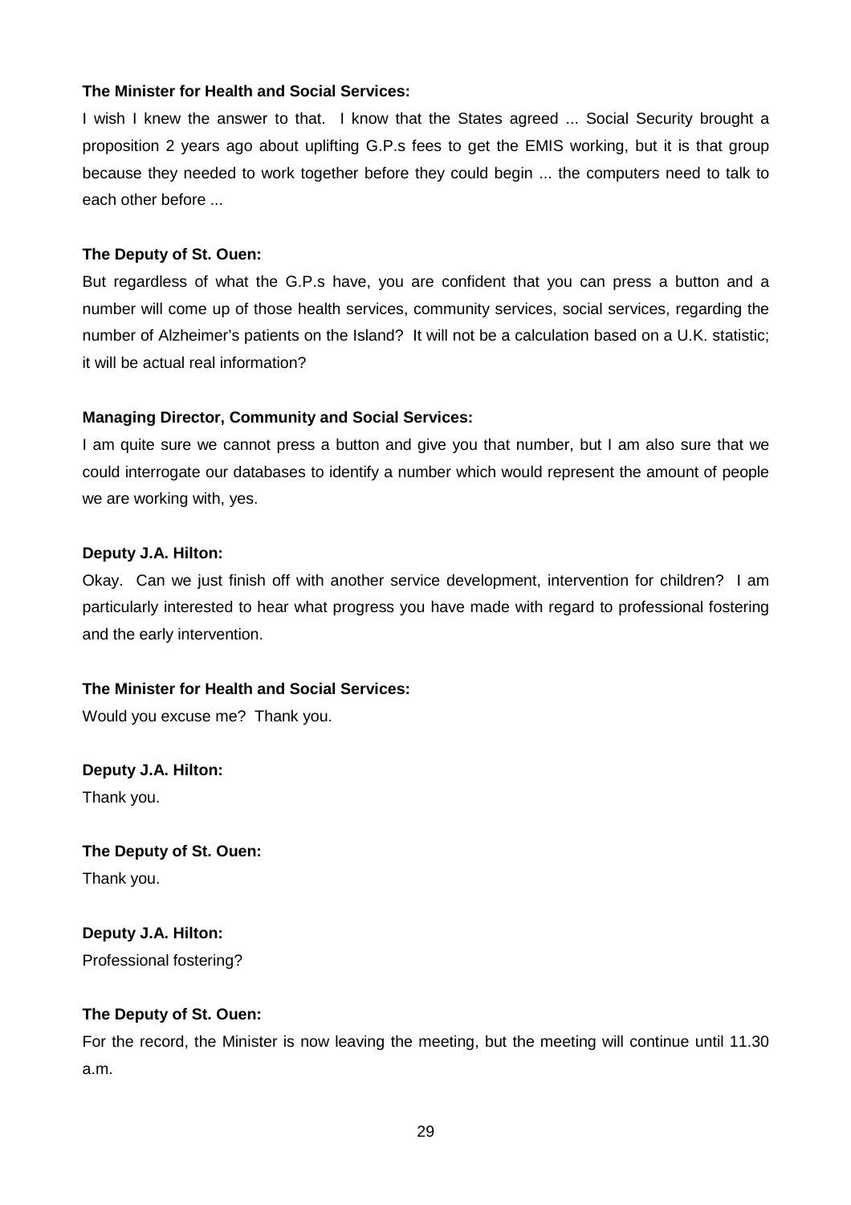**The Minister for Health and Social Services:**

I wish I knew the answer to that. I know that the States agreed ... Social Security brought a proposition 2 years ago about uplifting G.P.s fees to get the EMIS working, but it is that group because they needed to work together before they could begin ... the computers need to talk to each other before ...

**The Deputy of St. Ouen:**

But regardless of what the G.P.s have, you are confident that you can press a button and a number will come up of those health services, community services, social services, regarding the number of Alzheimer's patients on the Island? It will not be a calculation based on a U.K. statistic; it will be actual real information?

**Managing Director, Community and Social Services:**

I am quite sure we cannot press a button and give you that number, but I am also sure that we could interrogate our databases to identify a number which would represent the amount of people we are working with, yes.

**Deputy J.A. Hilton:**

Okay. Can we just finish off with another service development, intervention for children? I am particularly interested to hear what progress you have made with regard to professional fostering and the early intervention.

**The Minister for Health and Social Services:**

Would you excuse me? Thank you.

**Deputy J.A. Hilton:**

Thank you.

**The Deputy of St. Ouen:**

Thank you.

**Deputy J.A. Hilton:**

Professional fostering?

**The Deputy of St. Ouen:**

For the record, the Minister is now leaving the meeting, but the meeting will continue until 11.30 a.m.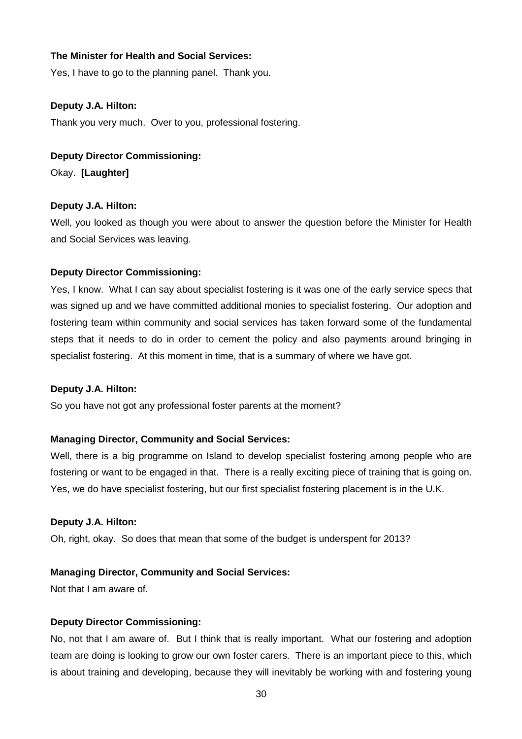**The Minister for Health and Social Services:**

Yes, I have to go to the planning panel. Thank you.

**Deputy J.A. Hilton:**

Thank you very much. Over to you, professional fostering.

**Deputy Director Commissioning:**

Okay. **[Laughter]**

**Deputy J.A. Hilton:**

Well, you looked as though you were about to answer the question before the Minister for Health and Social Services was leaving.

**Deputy Director Commissioning:**

Yes, I know. What I can say about specialist fostering is it was one of the early service specs that was signed up and we have committed additional monies to specialist fostering. Our adoption and fostering team within community and social services has taken forward some of the fundamental steps that it needs to do in order to cement the policy and also payments around bringing in specialist fostering. At this moment in time, that is a summary of where we have got.

**Deputy J.A. Hilton:**

So you have not got any professional foster parents at the moment?

**Managing Director, Community and Social Services:**

Well, there is a big programme on Island to develop specialist fostering among people who are fostering or want to be engaged in that. There is a really exciting piece of training that is going on. Yes, we do have specialist fostering, but our first specialist fostering placement is in the U.K.

**Deputy J.A. Hilton:**

Oh, right, okay. So does that mean that some of the budget is underspent for 2013?

**Managing Director, Community and Social Services:**

Not that I am aware of.

**Deputy Director Commissioning:**

No, not that I am aware of. But I think that is really important. What our fostering and adoption team are doing is looking to grow our own foster carers. There is an important piece to this, which is about training and developing, because they will inevitably be working with and fostering young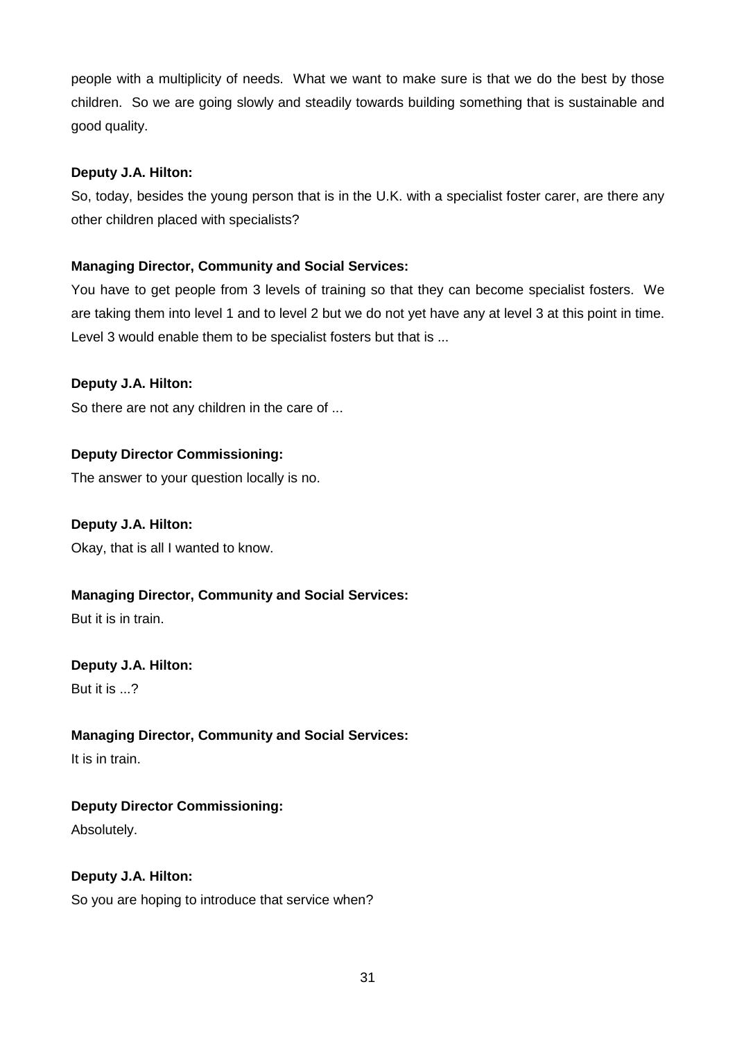people with a multiplicity of needs. What we want to make sure is that we do the best by those children. So we are going slowly and steadily towards building something that is sustainable and good quality.

**Deputy J.A. Hilton:**

So, today, besides the young person that is in the U.K. with a specialist foster carer, are there any other children placed with specialists?

**Managing Director, Community and Social Services:**

You have to get people from 3 levels of training so that they can become specialist fosters. We are taking them into level 1 and to level 2 but we do not yet have any at level 3 at this point in time. Level 3 would enable them to be specialist fosters but that is ...

**Deputy J.A. Hilton:**

So there are not any children in the care of ...

**Deputy Director Commissioning:**

The answer to your question locally is no.

**Deputy J.A. Hilton:**

Okay, that is all I wanted to know.

**Managing Director, Community and Social Services:**

But it is in train.

**Deputy J.A. Hilton:**

But it is ...?

**Managing Director, Community and Social Services:**

It is in train.

**Deputy Director Commissioning:**

Absolutely.

**Deputy J.A. Hilton:**

So you are hoping to introduce that service when?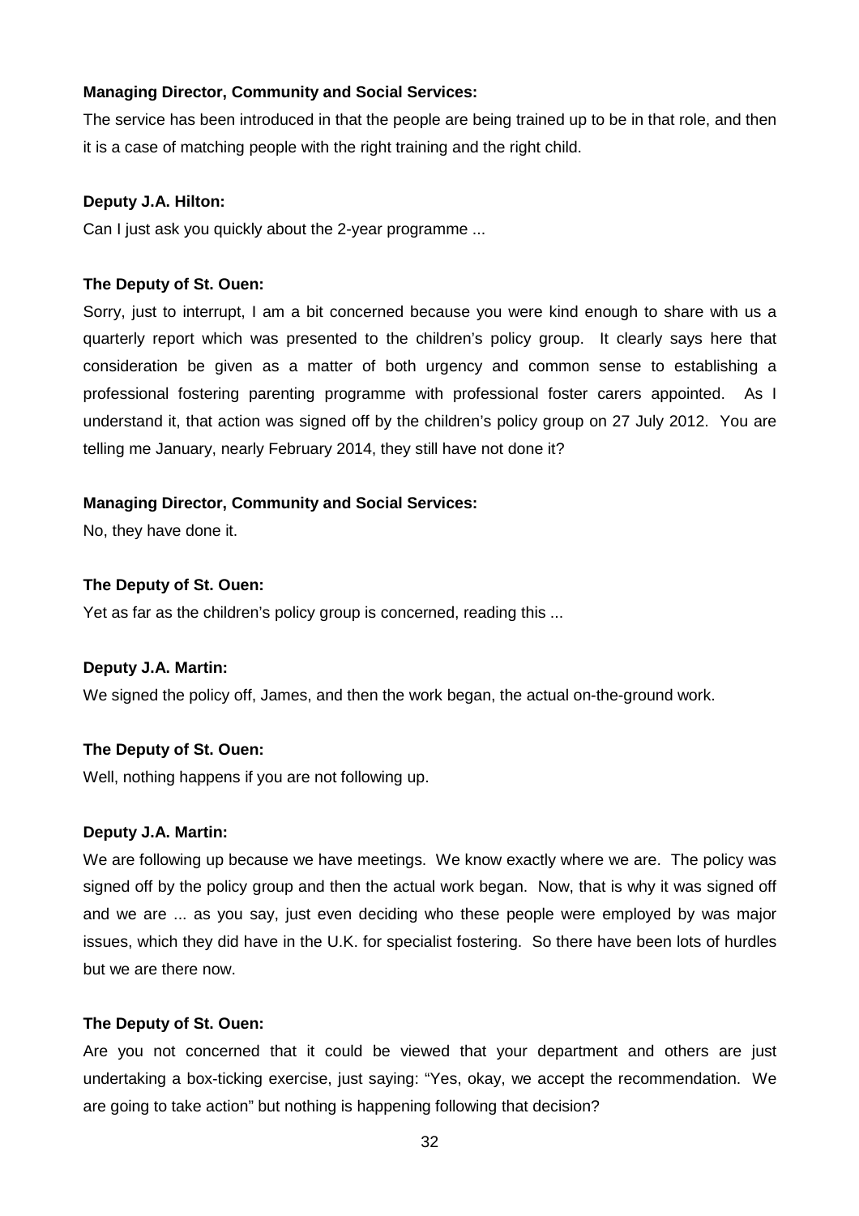**Managing Director, Community and Social Services:**

The service has been introduced in that the people are being trained up to be in that role, and then it is a case of matching people with the right training and the right child.

**Deputy J.A. Hilton:**

Can I just ask you quickly about the 2-year programme ...

**The Deputy of St. Ouen:**

Sorry, just to interrupt, I am a bit concerned because you were kind enough to share with us a quarterly report which was presented to the children's policy group. It clearly says here that consideration be given as a matter of both urgency and common sense to establishing a professional fostering parenting programme with professional foster carers appointed. As I understand it, that action was signed off by the children's policy group on 27 July 2012. You are telling me January, nearly February 2014, they still have not done it?

**Managing Director, Community and Social Services:**

No, they have done it.

**The Deputy of St. Ouen:**

Yet as far as the children's policy group is concerned, reading this ...

**Deputy J.A. Martin:**

We signed the policy off, James, and then the work began, the actual on-the-ground work.

**The Deputy of St. Ouen:**

Well, nothing happens if you are not following up.

**Deputy J.A. Martin:**

We are following up because we have meetings. We know exactly where we are. The policy was signed off by the policy group and then the actual work began. Now, that is why it was signed off and we are ... as you say, just even deciding who these people were employed by was major issues, which they did have in the U.K. for specialist fostering. So there have been lots of hurdles but we are there now.

**The Deputy of St. Ouen:**

Are you not concerned that it could be viewed that your department and others are just undertaking a box-ticking exercise, just saying: "Yes, okay, we accept the recommendation. We are going to take action" but nothing is happening following that decision?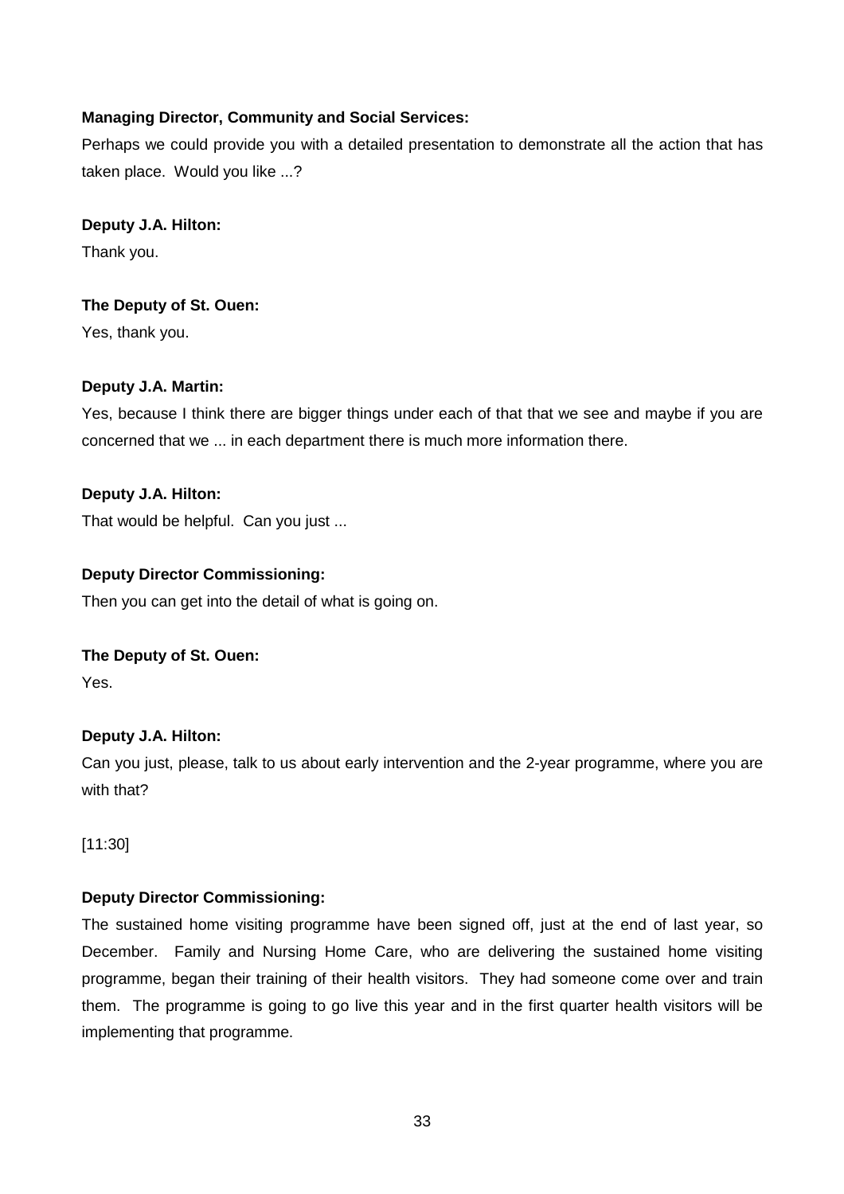**Managing Director, Community and Social Services:**

Perhaps we could provide you with a detailed presentation to demonstrate all the action that has taken place. Would you like ...?

**Deputy J.A. Hilton:**

Thank you.

**The Deputy of St. Ouen:**

Yes, thank you.

**Deputy J.A. Martin:**

Yes, because I think there are bigger things under each of that that we see and maybe if you are concerned that we ... in each department there is much more information there.

**Deputy J.A. Hilton:**

That would be helpful. Can you just ...

**Deputy Director Commissioning:**

Then you can get into the detail of what is going on.

**The Deputy of St. Ouen:**

Yes.

**Deputy J.A. Hilton:**

Can you just, please, talk to us about early intervention and the 2-year programme, where you are with that?

[11:30]

**Deputy Director Commissioning:**

The sustained home visiting programme have been signed off, just at the end of last year, so December. Family and Nursing Home Care, who are delivering the sustained home visiting programme, began their training of their health visitors. They had someone come over and train them. The programme is going to go live this year and in the first quarter health visitors will be implementing that programme.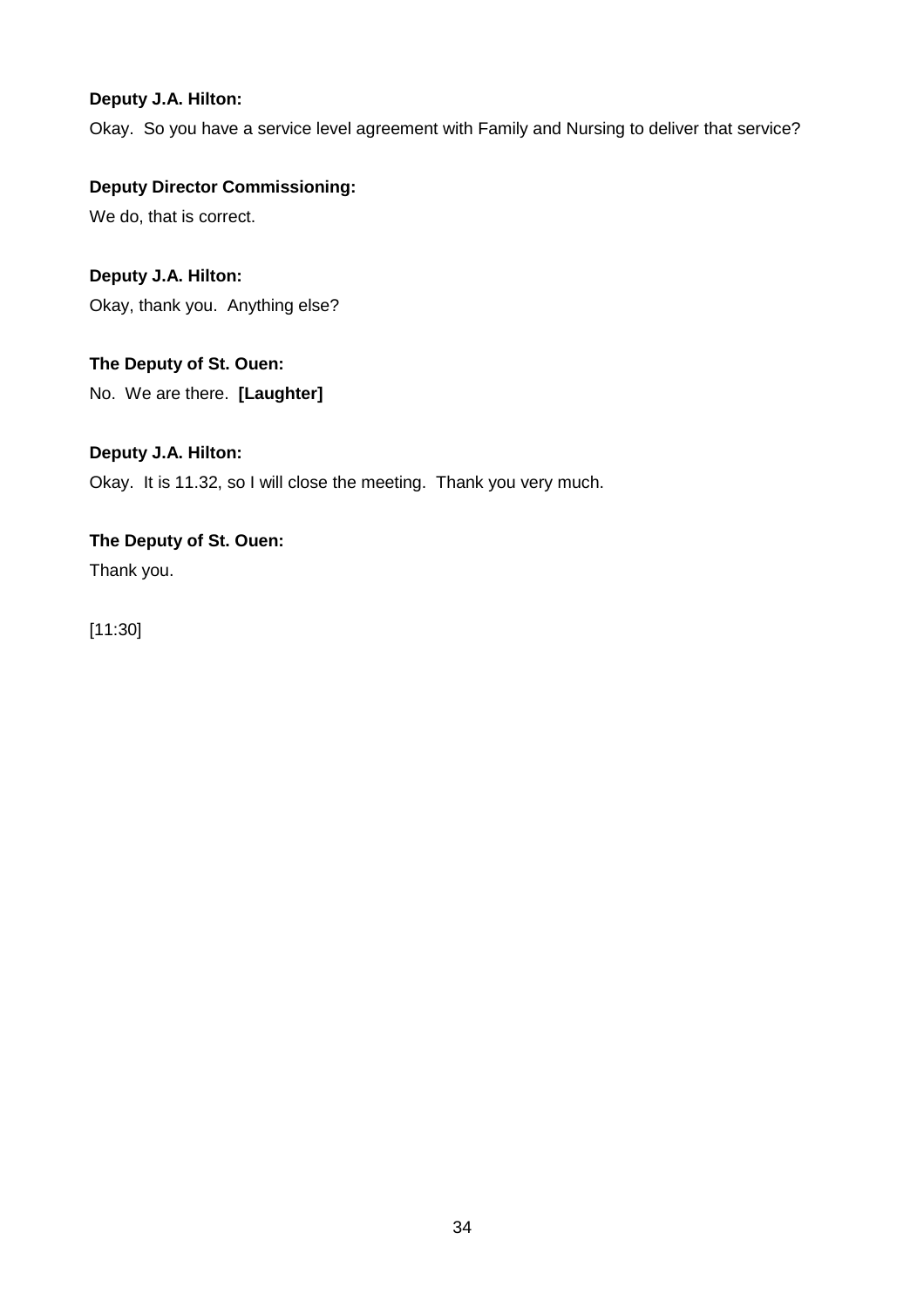**Deputy J.A. Hilton:**

Okay. So you have a service level agreement with Family and Nursing to deliver that service?

**Deputy Director Commissioning:**

We do, that is correct.

**Deputy J.A. Hilton:**

Okay, thank you. Anything else?

**The Deputy of St. Ouen:**

No. We are there. **[Laughter]**

**Deputy J.A. Hilton:**

Okay. It is 11.32, so I will close the meeting. Thank you very much.

**The Deputy of St. Ouen:**

Thank you.

[11:30]